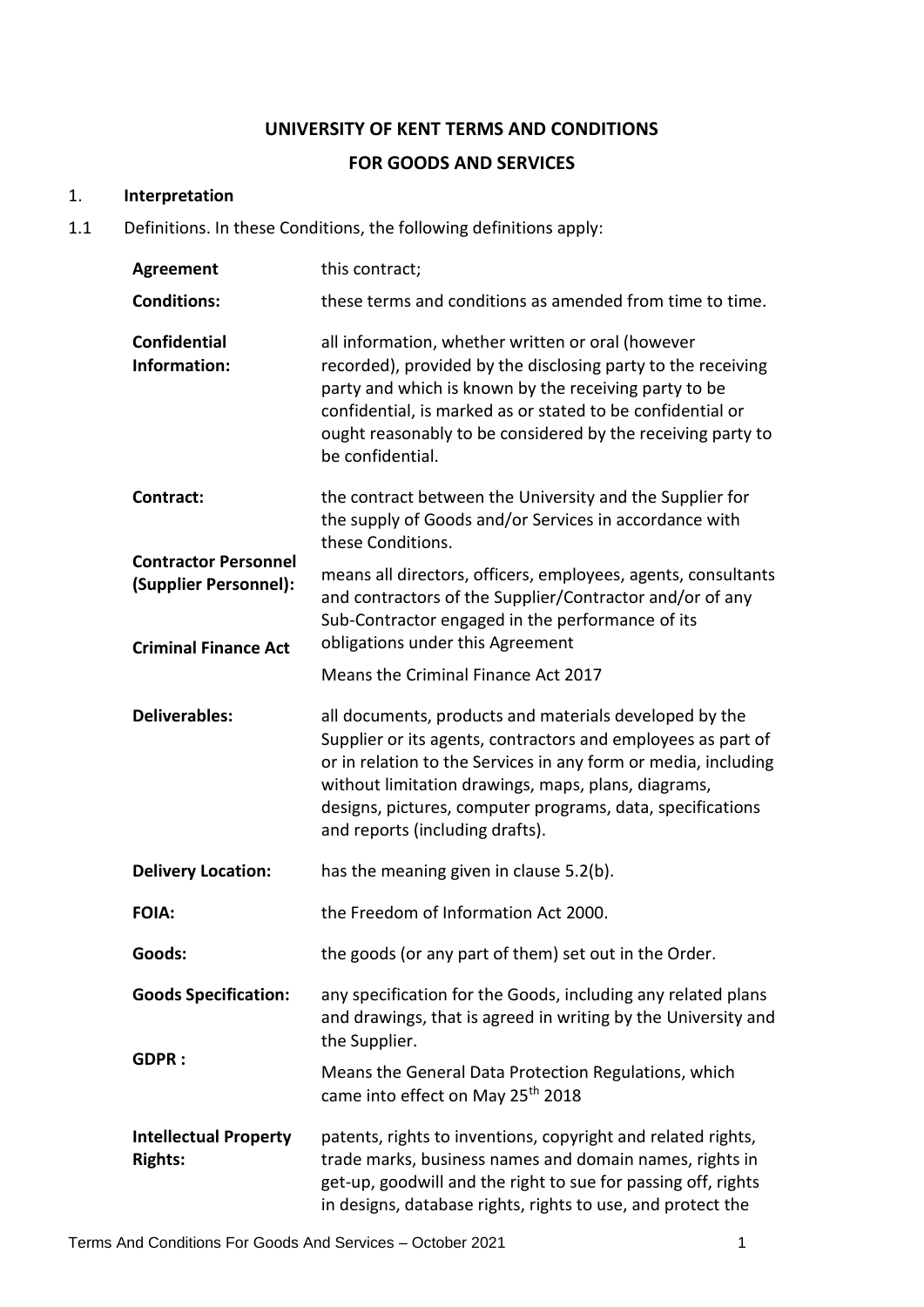**UNIVERSITY OF KENT TERMS AND CONDITIONS**

**FOR GOODS AND SERVICES**

1. **Interpretation**

1.1 Definitions. In these Conditions, the following definitions apply:

| | |
|---|---|
| **Agreement** | this contract; |
| **Conditions:** | these terms and conditions as amended from time to time. |
| **Confidential Information:** | all information, whether written or oral (however recorded), provided by the disclosing party to the receiving party and which is known by the receiving party to be confidential, is marked as or stated to be confidential or ought reasonably to be considered by the receiving party to be confidential. |
| **Contract:** | the contract between the University and the Supplier for the supply of Goods and/or Services in accordance with these Conditions. |
| **Contractor Personnel (Supplier Personnel):** | means all directors, officers, employees, agents, consultants and contractors of the Supplier/Contractor and/or of any Sub-Contractor engaged in the performance of its obligations under this Agreement |
| **Criminal Finance Act** | Means the Criminal Finance Act 2017 |
| **Deliverables:** | all documents, products and materials developed by the Supplier or its agents, contractors and employees as part of or in relation to the Services in any form or media, including without limitation drawings, maps, plans, diagrams, designs, pictures, computer programs, data, specifications and reports (including drafts). |
| **Delivery Location:** | has the meaning given in clause 5.2(b). |
| **FOIA:** | the Freedom of Information Act 2000. |
| **Goods:** | the goods (or any part of them) set out in the Order. |
| **Goods Specification:** | any specification for the Goods, including any related plans and drawings, that is agreed in writing by the University and the Supplier. |
| **GDPR :** | Means the General Data Protection Regulations, which came into effect on May 25th 2018 |
| **Intellectual Property Rights:** | patents, rights to inventions, copyright and related rights, trade marks, business names and domain names, rights in get-up, goodwill and the right to sue for passing off, rights in designs, database rights, rights to use, and protect the |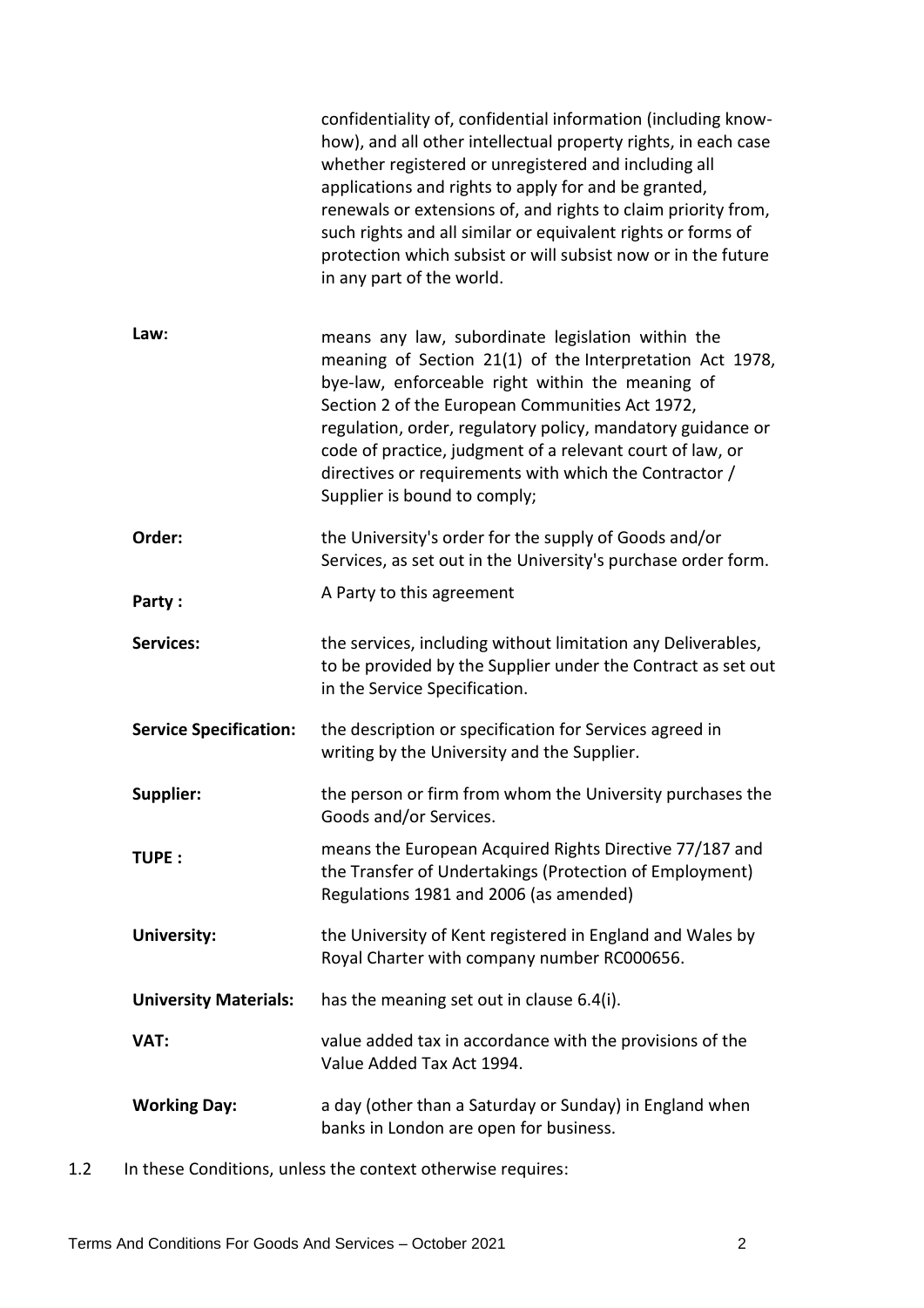confidentiality of, confidential information (including know-how), and all other intellectual property rights, in each case whether registered or unregistered and including all applications and rights to apply for and be granted, renewals or extensions of, and rights to claim priority from, such rights and all similar or equivalent rights or forms of protection which subsist or will subsist now or in the future in any part of the world.

| | |
|---|---|
| **Law**: | means any law, subordinate legislation within the meaning of Section 21(1) of the Interpretation Act 1978, bye-law, enforceable right within the meaning of Section 2 of the European Communities Act 1972, regulation, order, regulatory policy, mandatory guidance or code of practice, judgment of a relevant court of law, or directives or requirements with which the Contractor / Supplier is bound to comply; |
| **Order:** | the University's order for the supply of Goods and/or Services, as set out in the University's purchase order form. |
| **Party :** | A Party to this agreement |
| **Services:** | the services, including without limitation any Deliverables, to be provided by the Supplier under the Contract as set out in the Service Specification. |
| **Service Specification:** | the description or specification for Services agreed in writing by the University and the Supplier. |
| **Supplier:** | the person or firm from whom the University purchases the Goods and/or Services. |
| **TUPE :** | means the European Acquired Rights Directive 77/187 and the Transfer of Undertakings (Protection of Employment) Regulations 1981 and 2006 (as amended) |
| **University:** | the University of Kent registered in England and Wales by Royal Charter with company number RC000656. |
| **University Materials:** | has the meaning set out in clause 6.4(i). |
| **VAT:** | value added tax in accordance with the provisions of the Value Added Tax Act 1994. |
| **Working Day:** | a day (other than a Saturday or Sunday) in England when banks in London are open for business. |

1.2 In these Conditions, unless the context otherwise requires: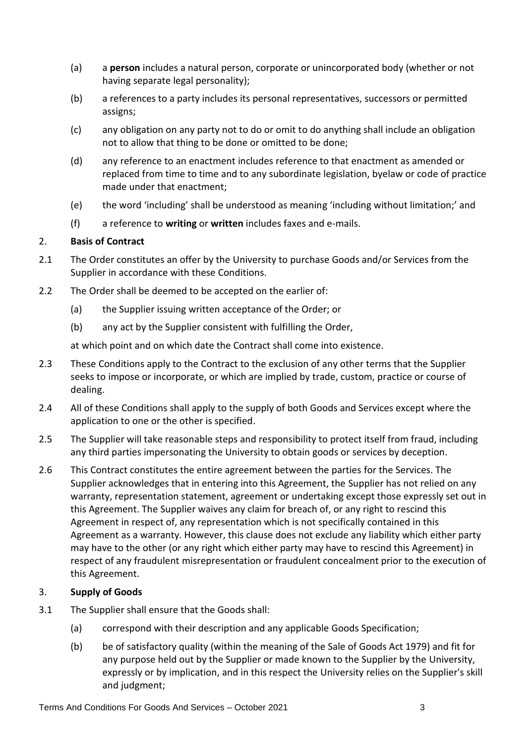(a) a **person** includes a natural person, corporate or unincorporated body (whether or not having separate legal personality);

(b) a references to a party includes its personal representatives, successors or permitted assigns;

(c) any obligation on any party not to do or omit to do anything shall include an obligation not to allow that thing to be done or omitted to be done;

(d) any reference to an enactment includes reference to that enactment as amended or replaced from time to time and to any subordinate legislation, byelaw or code of practice made under that enactment;

(e) the word 'including' shall be understood as meaning 'including without limitation;' and

(f) a reference to **writing** or **written** includes faxes and e-mails.

## 2. Basis of Contract

2.1 The Order constitutes an offer by the University to purchase Goods and/or Services from the Supplier in accordance with these Conditions.

2.2 The Order shall be deemed to be accepted on the earlier of:

(a) the Supplier issuing written acceptance of the Order; or

(b) any act by the Supplier consistent with fulfilling the Order,

at which point and on which date the Contract shall come into existence.

2.3 These Conditions apply to the Contract to the exclusion of any other terms that the Supplier seeks to impose or incorporate, or which are implied by trade, custom, practice or course of dealing.

2.4 All of these Conditions shall apply to the supply of both Goods and Services except where the application to one or the other is specified.

2.5 The Supplier will take reasonable steps and responsibility to protect itself from fraud, including any third parties impersonating the University to obtain goods or services by deception.

2.6 This Contract constitutes the entire agreement between the parties for the Services. The Supplier acknowledges that in entering into this Agreement, the Supplier has not relied on any warranty, representation statement, agreement or undertaking except those expressly set out in this Agreement. The Supplier waives any claim for breach of, or any right to rescind this Agreement in respect of, any representation which is not specifically contained in this Agreement as a warranty. However, this clause does not exclude any liability which either party may have to the other (or any right which either party may have to rescind this Agreement) in respect of any fraudulent misrepresentation or fraudulent concealment prior to the execution of this Agreement.

## 3. Supply of Goods

3.1 The Supplier shall ensure that the Goods shall:

(a) correspond with their description and any applicable Goods Specification;

(b) be of satisfactory quality (within the meaning of the Sale of Goods Act 1979) and fit for any purpose held out by the Supplier or made known to the Supplier by the University, expressly or by implication, and in this respect the University relies on the Supplier's skill and judgment;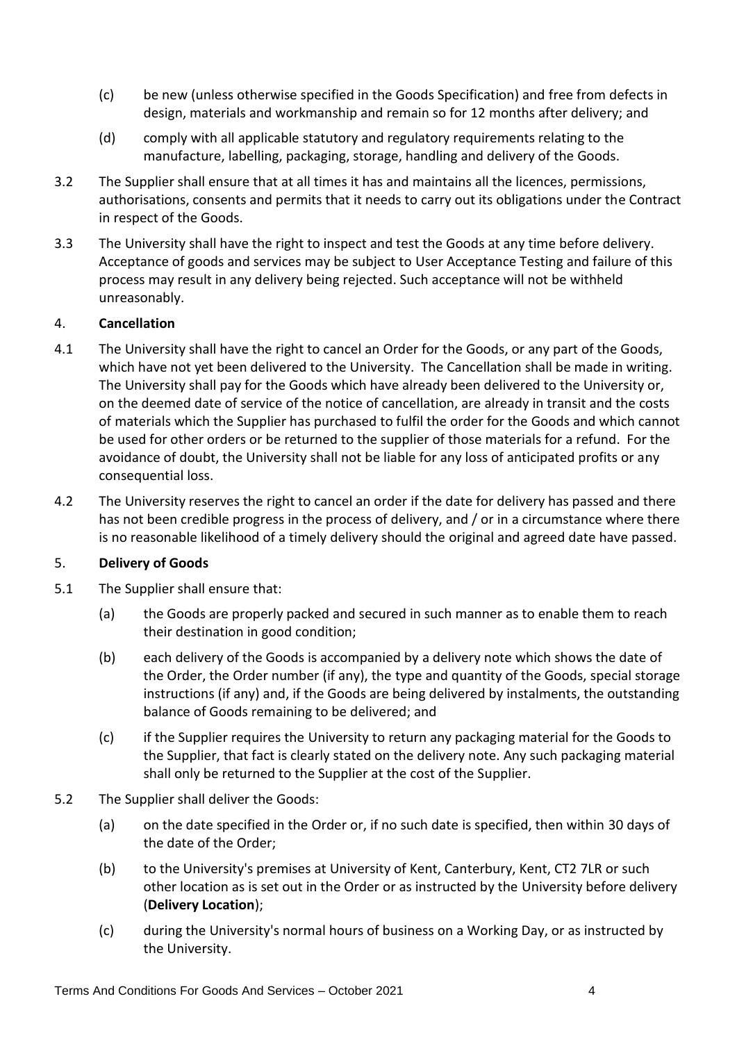(c) be new (unless otherwise specified in the Goods Specification) and free from defects in design, materials and workmanship and remain so for 12 months after delivery; and

(d) comply with all applicable statutory and regulatory requirements relating to the manufacture, labelling, packaging, storage, handling and delivery of the Goods.

3.2 The Supplier shall ensure that at all times it has and maintains all the licences, permissions, authorisations, consents and permits that it needs to carry out its obligations under the Contract in respect of the Goods.

3.3 The University shall have the right to inspect and test the Goods at any time before delivery. Acceptance of goods and services may be subject to User Acceptance Testing and failure of this process may result in any delivery being rejected. Such acceptance will not be withheld unreasonably.

4. **Cancellation**

4.1 The University shall have the right to cancel an Order for the Goods, or any part of the Goods, which have not yet been delivered to the University. The Cancellation shall be made in writing. The University shall pay for the Goods which have already been delivered to the University or, on the deemed date of service of the notice of cancellation, are already in transit and the costs of materials which the Supplier has purchased to fulfil the order for the Goods and which cannot be used for other orders or be returned to the supplier of those materials for a refund. For the avoidance of doubt, the University shall not be liable for any loss of anticipated profits or any consequential loss.

4.2 The University reserves the right to cancel an order if the date for delivery has passed and there has not been credible progress in the process of delivery, and / or in a circumstance where there is no reasonable likelihood of a timely delivery should the original and agreed date have passed.

5. **Delivery of Goods**

5.1 The Supplier shall ensure that:

(a) the Goods are properly packed and secured in such manner as to enable them to reach their destination in good condition;

(b) each delivery of the Goods is accompanied by a delivery note which shows the date of the Order, the Order number (if any), the type and quantity of the Goods, special storage instructions (if any) and, if the Goods are being delivered by instalments, the outstanding balance of Goods remaining to be delivered; and

(c) if the Supplier requires the University to return any packaging material for the Goods to the Supplier, that fact is clearly stated on the delivery note. Any such packaging material shall only be returned to the Supplier at the cost of the Supplier.

5.2 The Supplier shall deliver the Goods:

(a) on the date specified in the Order or, if no such date is specified, then within 30 days of the date of the Order;

(b) to the University's premises at University of Kent, Canterbury, Kent, CT2 7LR or such other location as is set out in the Order or as instructed by the University before delivery (**Delivery Location**);

(c) during the University's normal hours of business on a Working Day, or as instructed by the University.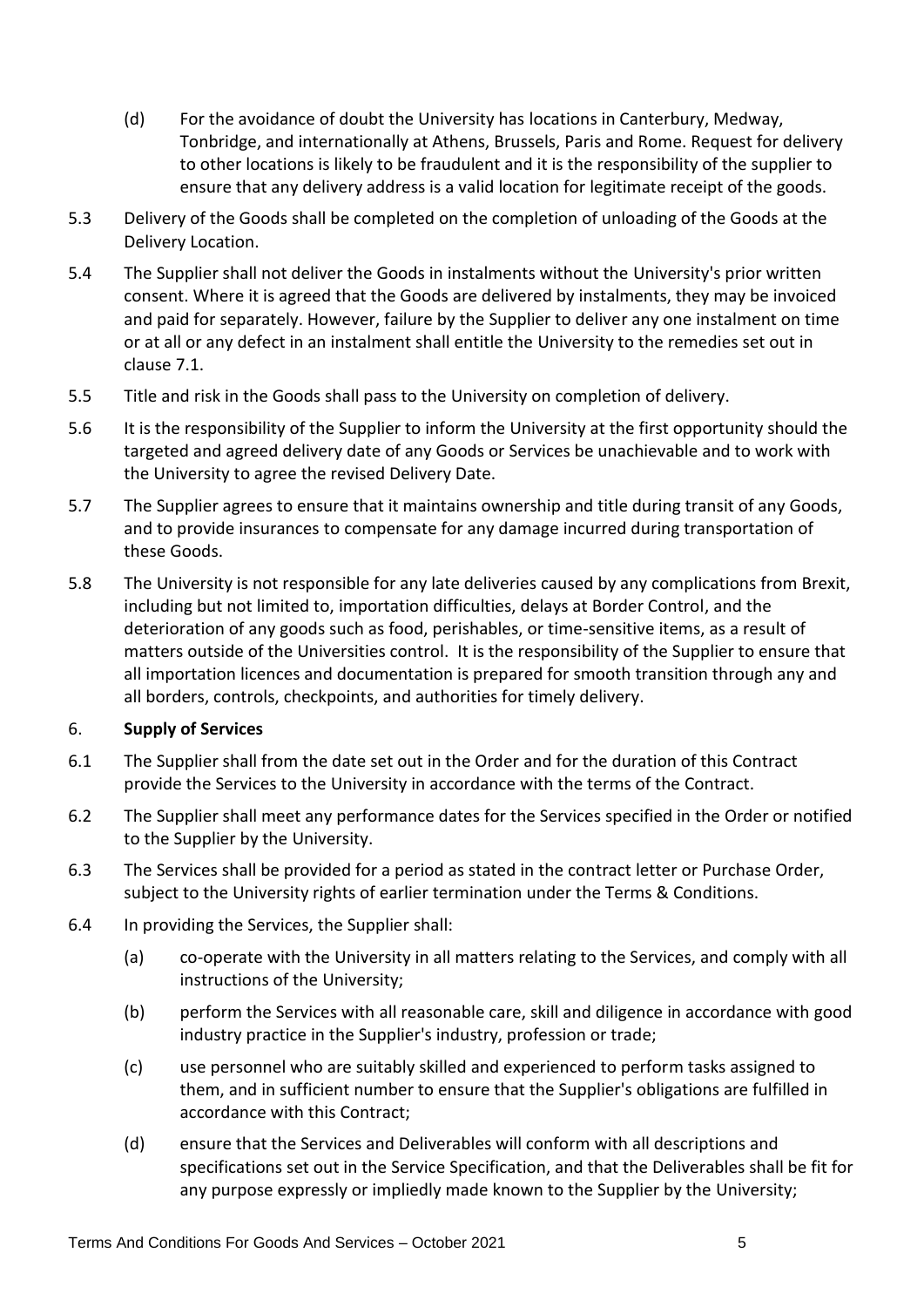(d) For the avoidance of doubt the University has locations in Canterbury, Medway, Tonbridge, and internationally at Athens, Brussels, Paris and Rome. Request for delivery to other locations is likely to be fraudulent and it is the responsibility of the supplier to ensure that any delivery address is a valid location for legitimate receipt of the goods.

5.3 Delivery of the Goods shall be completed on the completion of unloading of the Goods at the Delivery Location.

5.4 The Supplier shall not deliver the Goods in instalments without the University's prior written consent. Where it is agreed that the Goods are delivered by instalments, they may be invoiced and paid for separately. However, failure by the Supplier to deliver any one instalment on time or at all or any defect in an instalment shall entitle the University to the remedies set out in clause 7.1.

5.5 Title and risk in the Goods shall pass to the University on completion of delivery.

5.6 It is the responsibility of the Supplier to inform the University at the first opportunity should the targeted and agreed delivery date of any Goods or Services be unachievable and to work with the University to agree the revised Delivery Date.

5.7 The Supplier agrees to ensure that it maintains ownership and title during transit of any Goods, and to provide insurances to compensate for any damage incurred during transportation of these Goods.

5.8 The University is not responsible for any late deliveries caused by any complications from Brexit, including but not limited to, importation difficulties, delays at Border Control, and the deterioration of any goods such as food, perishables, or time-sensitive items, as a result of matters outside of the Universities control. It is the responsibility of the Supplier to ensure that all importation licences and documentation is prepared for smooth transition through any and all borders, controls, checkpoints, and authorities for timely delivery.

## 6. **Supply of Services**

6.1 The Supplier shall from the date set out in the Order and for the duration of this Contract provide the Services to the University in accordance with the terms of the Contract.

6.2 The Supplier shall meet any performance dates for the Services specified in the Order or notified to the Supplier by the University.

6.3 The Services shall be provided for a period as stated in the contract letter or Purchase Order, subject to the University rights of earlier termination under the Terms & Conditions.

6.4 In providing the Services, the Supplier shall:

(a) co-operate with the University in all matters relating to the Services, and comply with all instructions of the University;

(b) perform the Services with all reasonable care, skill and diligence in accordance with good industry practice in the Supplier's industry, profession or trade;

(c) use personnel who are suitably skilled and experienced to perform tasks assigned to them, and in sufficient number to ensure that the Supplier's obligations are fulfilled in accordance with this Contract;

(d) ensure that the Services and Deliverables will conform with all descriptions and specifications set out in the Service Specification, and that the Deliverables shall be fit for any purpose expressly or impliedly made known to the Supplier by the University;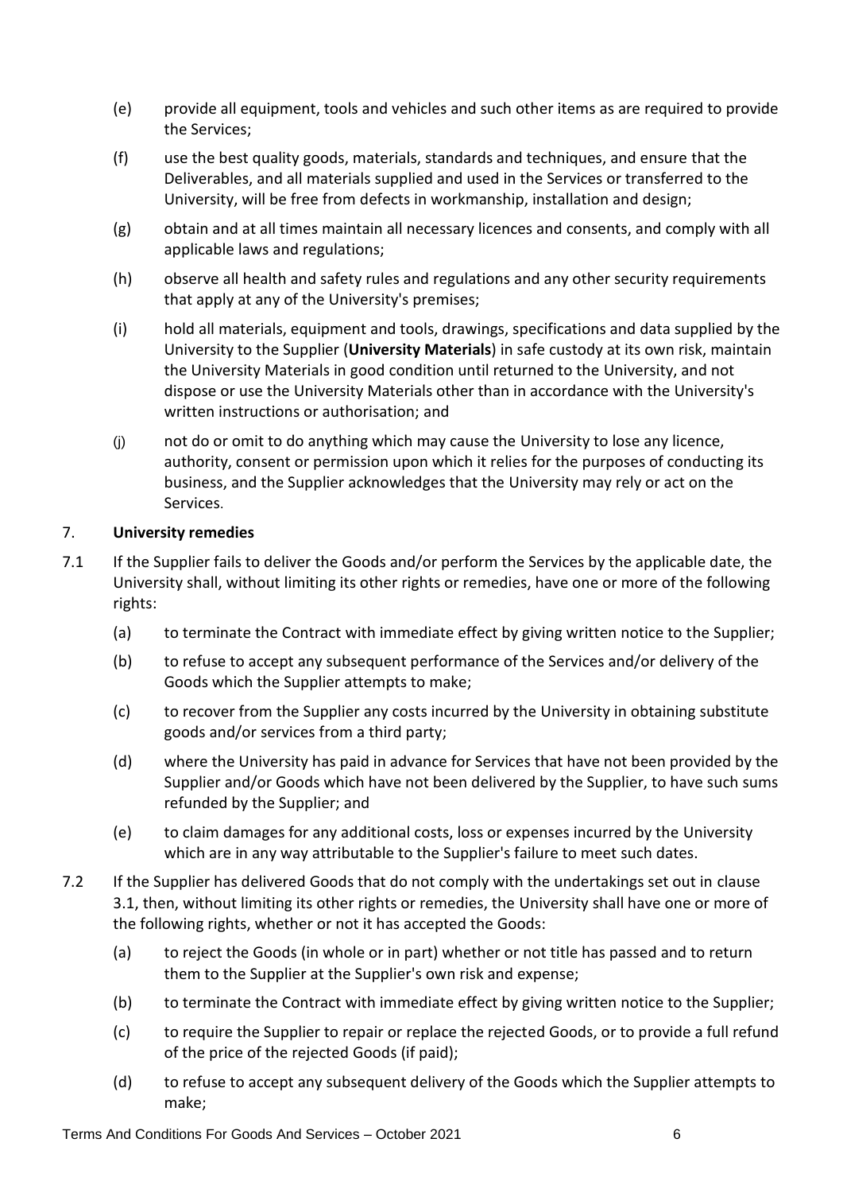(e) provide all equipment, tools and vehicles and such other items as are required to provide the Services;

(f) use the best quality goods, materials, standards and techniques, and ensure that the Deliverables, and all materials supplied and used in the Services or transferred to the University, will be free from defects in workmanship, installation and design;

(g) obtain and at all times maintain all necessary licences and consents, and comply with all applicable laws and regulations;

(h) observe all health and safety rules and regulations and any other security requirements that apply at any of the University's premises;

(i) hold all materials, equipment and tools, drawings, specifications and data supplied by the University to the Supplier (**University Materials**) in safe custody at its own risk, maintain the University Materials in good condition until returned to the University, and not dispose or use the University Materials other than in accordance with the University's written instructions or authorisation; and

(j) not do or omit to do anything which may cause the University to lose any licence, authority, consent or permission upon which it relies for the purposes of conducting its business, and the Supplier acknowledges that the University may rely or act on the Services.

## 7. University remedies

7.1 If the Supplier fails to deliver the Goods and/or perform the Services by the applicable date, the University shall, without limiting its other rights or remedies, have one or more of the following rights:

(a) to terminate the Contract with immediate effect by giving written notice to the Supplier;

(b) to refuse to accept any subsequent performance of the Services and/or delivery of the Goods which the Supplier attempts to make;

(c) to recover from the Supplier any costs incurred by the University in obtaining substitute goods and/or services from a third party;

(d) where the University has paid in advance for Services that have not been provided by the Supplier and/or Goods which have not been delivered by the Supplier, to have such sums refunded by the Supplier; and

(e) to claim damages for any additional costs, loss or expenses incurred by the University which are in any way attributable to the Supplier's failure to meet such dates.

7.2 If the Supplier has delivered Goods that do not comply with the undertakings set out in clause 3.1, then, without limiting its other rights or remedies, the University shall have one or more of the following rights, whether or not it has accepted the Goods:

(a) to reject the Goods (in whole or in part) whether or not title has passed and to return them to the Supplier at the Supplier's own risk and expense;

(b) to terminate the Contract with immediate effect by giving written notice to the Supplier;

(c) to require the Supplier to repair or replace the rejected Goods, or to provide a full refund of the price of the rejected Goods (if paid);

(d) to refuse to accept any subsequent delivery of the Goods which the Supplier attempts to make;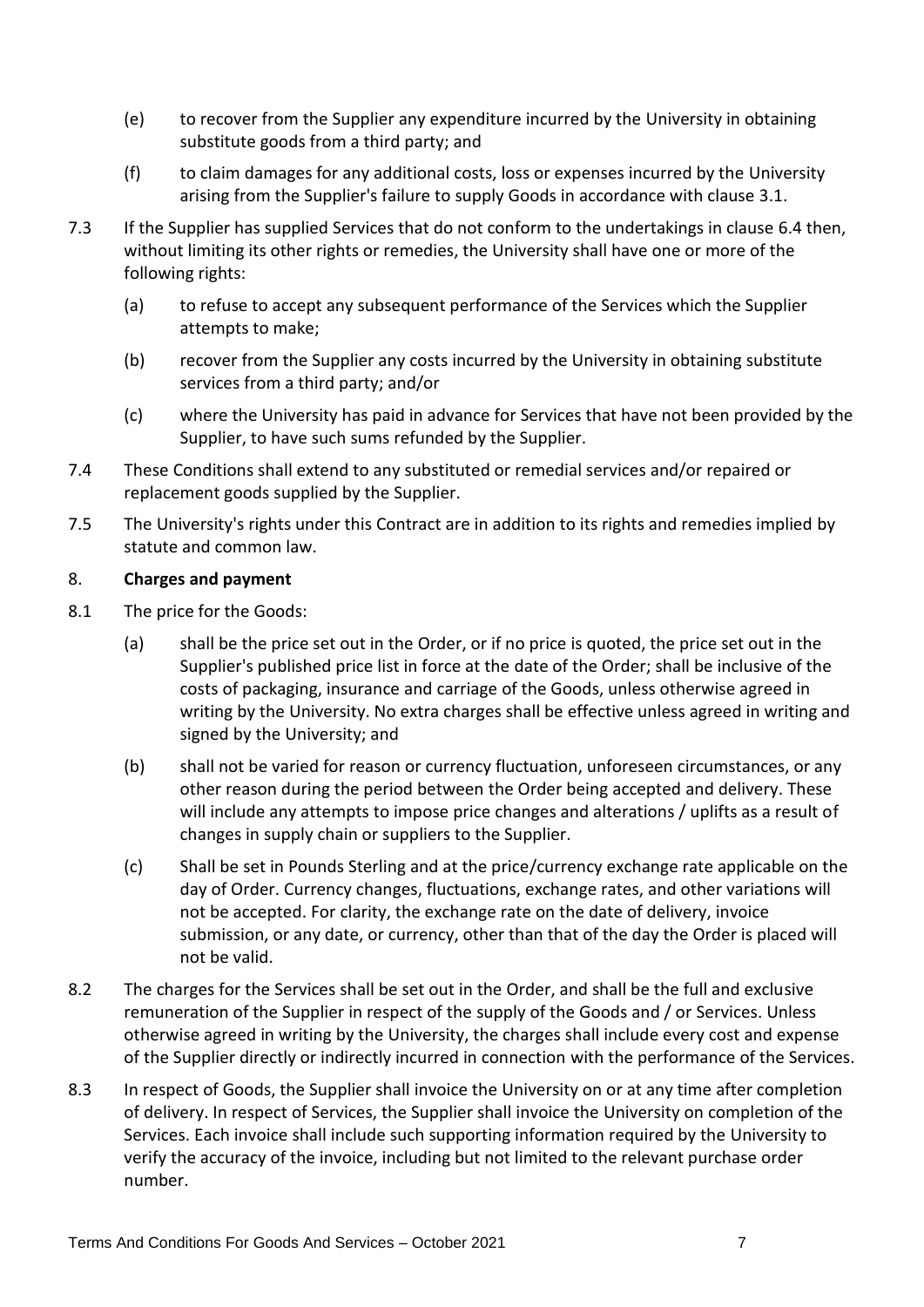(e) to recover from the Supplier any expenditure incurred by the University in obtaining substitute goods from a third party; and

(f) to claim damages for any additional costs, loss or expenses incurred by the University arising from the Supplier's failure to supply Goods in accordance with clause 3.1.

7.3 If the Supplier has supplied Services that do not conform to the undertakings in clause 6.4 then, without limiting its other rights or remedies, the University shall have one or more of the following rights:

(a) to refuse to accept any subsequent performance of the Services which the Supplier attempts to make;

(b) recover from the Supplier any costs incurred by the University in obtaining substitute services from a third party; and/or

(c) where the University has paid in advance for Services that have not been provided by the Supplier, to have such sums refunded by the Supplier.

7.4 These Conditions shall extend to any substituted or remedial services and/or repaired or replacement goods supplied by the Supplier.

7.5 The University's rights under this Contract are in addition to its rights and remedies implied by statute and common law.

8. **Charges and payment**

8.1 The price for the Goods:

(a) shall be the price set out in the Order, or if no price is quoted, the price set out in the Supplier's published price list in force at the date of the Order; shall be inclusive of the costs of packaging, insurance and carriage of the Goods, unless otherwise agreed in writing by the University. No extra charges shall be effective unless agreed in writing and signed by the University; and

(b) shall not be varied for reason or currency fluctuation, unforeseen circumstances, or any other reason during the period between the Order being accepted and delivery. These will include any attempts to impose price changes and alterations / uplifts as a result of changes in supply chain or suppliers to the Supplier.

(c) Shall be set in Pounds Sterling and at the price/currency exchange rate applicable on the day of Order. Currency changes, fluctuations, exchange rates, and other variations will not be accepted. For clarity, the exchange rate on the date of delivery, invoice submission, or any date, or currency, other than that of the day the Order is placed will not be valid.

8.2 The charges for the Services shall be set out in the Order, and shall be the full and exclusive remuneration of the Supplier in respect of the supply of the Goods and / or Services. Unless otherwise agreed in writing by the University, the charges shall include every cost and expense of the Supplier directly or indirectly incurred in connection with the performance of the Services.

8.3 In respect of Goods, the Supplier shall invoice the University on or at any time after completion of delivery. In respect of Services, the Supplier shall invoice the University on completion of the Services. Each invoice shall include such supporting information required by the University to verify the accuracy of the invoice, including but not limited to the relevant purchase order number.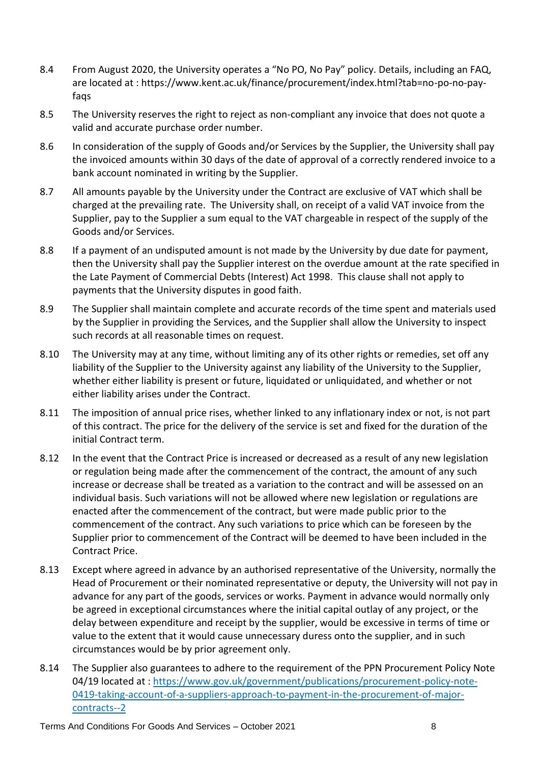8.4 From August 2020, the University operates a "No PO, No Pay" policy. Details, including an FAQ, are located at : https://www.kent.ac.uk/finance/procurement/index.html?tab=no-po-no-pay-faqs

8.5 The University reserves the right to reject as non-compliant any invoice that does not quote a valid and accurate purchase order number.

8.6 In consideration of the supply of Goods and/or Services by the Supplier, the University shall pay the invoiced amounts within 30 days of the date of approval of a correctly rendered invoice to a bank account nominated in writing by the Supplier.

8.7 All amounts payable by the University under the Contract are exclusive of VAT which shall be charged at the prevailing rate. The University shall, on receipt of a valid VAT invoice from the Supplier, pay to the Supplier a sum equal to the VAT chargeable in respect of the supply of the Goods and/or Services.

8.8 If a payment of an undisputed amount is not made by the University by due date for payment, then the University shall pay the Supplier interest on the overdue amount at the rate specified in the Late Payment of Commercial Debts (Interest) Act 1998. This clause shall not apply to payments that the University disputes in good faith.

8.9 The Supplier shall maintain complete and accurate records of the time spent and materials used by the Supplier in providing the Services, and the Supplier shall allow the University to inspect such records at all reasonable times on request.

8.10 The University may at any time, without limiting any of its other rights or remedies, set off any liability of the Supplier to the University against any liability of the University to the Supplier, whether either liability is present or future, liquidated or unliquidated, and whether or not either liability arises under the Contract.

8.11 The imposition of annual price rises, whether linked to any inflationary index or not, is not part of this contract. The price for the delivery of the service is set and fixed for the duration of the initial Contract term.

8.12 In the event that the Contract Price is increased or decreased as a result of any new legislation or regulation being made after the commencement of the contract, the amount of any such increase or decrease shall be treated as a variation to the contract and will be assessed on an individual basis. Such variations will not be allowed where new legislation or regulations are enacted after the commencement of the contract, but were made public prior to the commencement of the contract. Any such variations to price which can be foreseen by the Supplier prior to commencement of the Contract will be deemed to have been included in the Contract Price.

8.13 Except where agreed in advance by an authorised representative of the University, normally the Head of Procurement or their nominated representative or deputy, the University will not pay in advance for any part of the goods, services or works. Payment in advance would normally only be agreed in exceptional circumstances where the initial capital outlay of any project, or the delay between expenditure and receipt by the supplier, would be excessive in terms of time or value to the extent that it would cause unnecessary duress onto the supplier, and in such circumstances would be by prior agreement only.

8.14 The Supplier also guarantees to adhere to the requirement of the PPN Procurement Policy Note 04/19 located at : [https://www.gov.uk/government/publications/procurement-policy-note-0419-taking-account-of-a-suppliers-approach-to-payment-in-the-procurement-of-major-contracts--2](https://www.gov.uk/government/publications/procurement-policy-note-0419-taking-account-of-a-suppliers-approach-to-payment-in-the-procurement-of-major-contracts--2)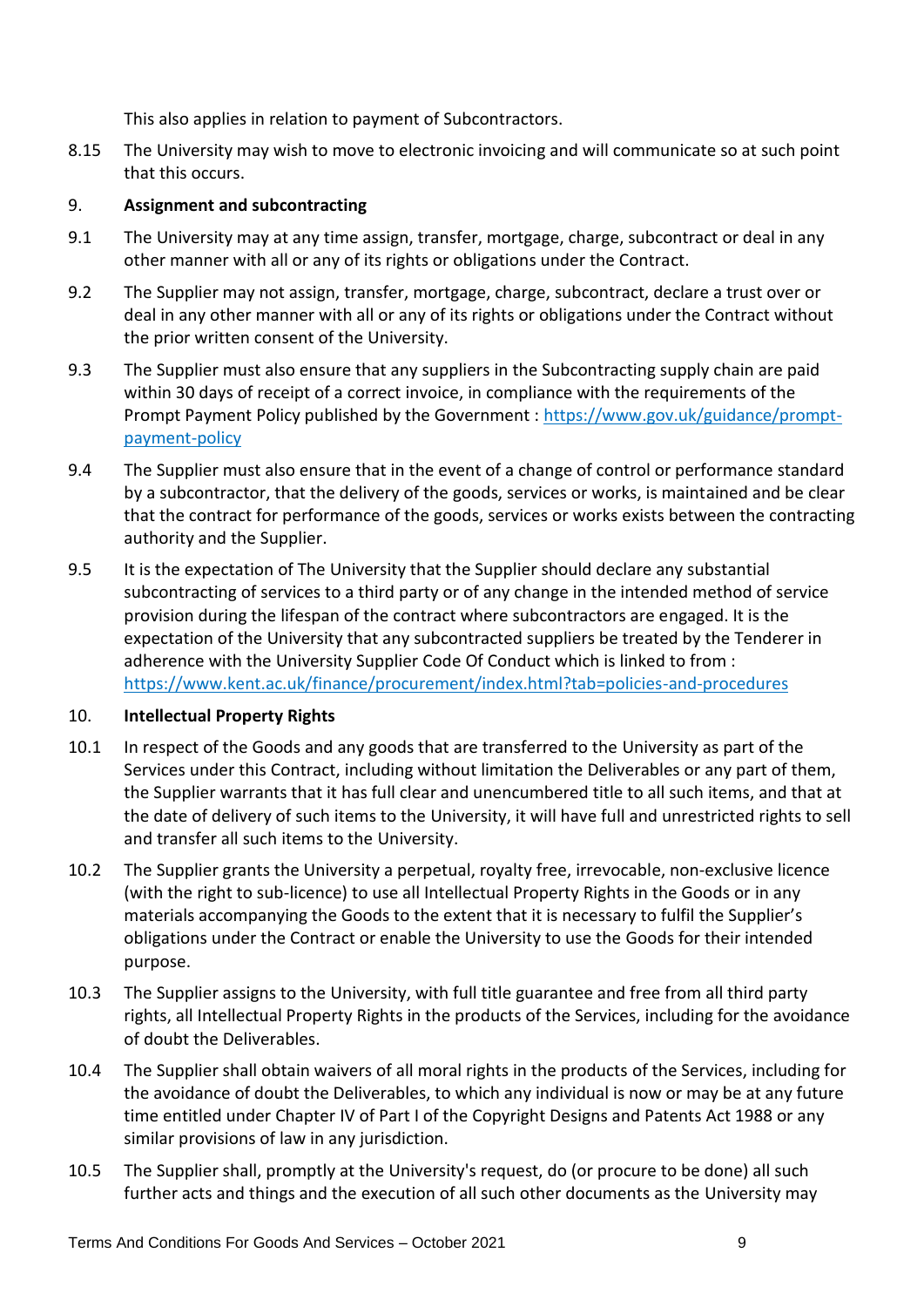This also applies in relation to payment of Subcontractors.

8.15 The University may wish to move to electronic invoicing and will communicate so at such point that this occurs.

9. **Assignment and subcontracting**

9.1 The University may at any time assign, transfer, mortgage, charge, subcontract or deal in any other manner with all or any of its rights or obligations under the Contract.

9.2 The Supplier may not assign, transfer, mortgage, charge, subcontract, declare a trust over or deal in any other manner with all or any of its rights or obligations under the Contract without the prior written consent of the University.

9.3 The Supplier must also ensure that any suppliers in the Subcontracting supply chain are paid within 30 days of receipt of a correct invoice, in compliance with the requirements of the Prompt Payment Policy published by the Government : [https://www.gov.uk/guidance/prompt-payment-policy](https://www.gov.uk/guidance/prompt-payment-policy)

9.4 The Supplier must also ensure that in the event of a change of control or performance standard by a subcontractor, that the delivery of the goods, services or works, is maintained and be clear that the contract for performance of the goods, services or works exists between the contracting authority and the Supplier.

9.5 It is the expectation of The University that the Supplier should declare any substantial subcontracting of services to a third party or of any change in the intended method of service provision during the lifespan of the contract where subcontractors are engaged. It is the expectation of the University that any subcontracted suppliers be treated by the Tenderer in adherence with the University Supplier Code Of Conduct which is linked to from : [https://www.kent.ac.uk/finance/procurement/index.html?tab=policies-and-procedures](https://www.kent.ac.uk/finance/procurement/index.html?tab=policies-and-procedures)

10. **Intellectual Property Rights**

10.1 In respect of the Goods and any goods that are transferred to the University as part of the Services under this Contract, including without limitation the Deliverables or any part of them, the Supplier warrants that it has full clear and unencumbered title to all such items, and that at the date of delivery of such items to the University, it will have full and unrestricted rights to sell and transfer all such items to the University.

10.2 The Supplier grants the University a perpetual, royalty free, irrevocable, non-exclusive licence (with the right to sub-licence) to use all Intellectual Property Rights in the Goods or in any materials accompanying the Goods to the extent that it is necessary to fulfil the Supplier's obligations under the Contract or enable the University to use the Goods for their intended purpose.

10.3 The Supplier assigns to the University, with full title guarantee and free from all third party rights, all Intellectual Property Rights in the products of the Services, including for the avoidance of doubt the Deliverables.

10.4 The Supplier shall obtain waivers of all moral rights in the products of the Services, including for the avoidance of doubt the Deliverables, to which any individual is now or may be at any future time entitled under Chapter IV of Part I of the Copyright Designs and Patents Act 1988 or any similar provisions of law in any jurisdiction.

10.5 The Supplier shall, promptly at the University's request, do (or procure to be done) all such further acts and things and the execution of all such other documents as the University may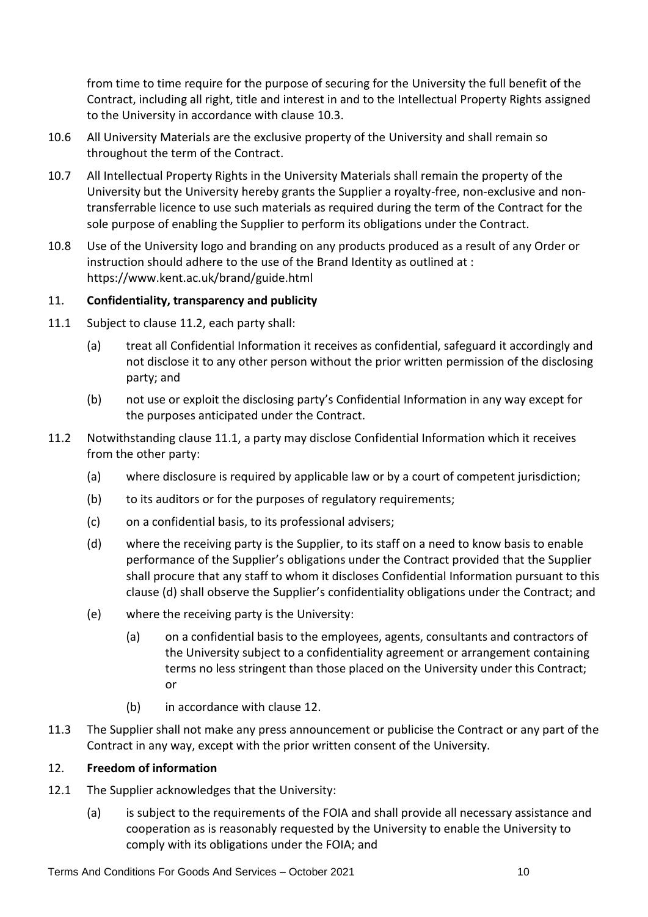from time to time require for the purpose of securing for the University the full benefit of the Contract, including all right, title and interest in and to the Intellectual Property Rights assigned to the University in accordance with clause 10.3.

10.6 All University Materials are the exclusive property of the University and shall remain so throughout the term of the Contract.

10.7 All Intellectual Property Rights in the University Materials shall remain the property of the University but the University hereby grants the Supplier a royalty-free, non-exclusive and non-transferrable licence to use such materials as required during the term of the Contract for the sole purpose of enabling the Supplier to perform its obligations under the Contract.

10.8 Use of the University logo and branding on any products produced as a result of any Order or instruction should adhere to the use of the Brand Identity as outlined at : https://www.kent.ac.uk/brand/guide.html

## 11. **Confidentiality, transparency and publicity**

11.1 Subject to clause 11.2, each party shall:

(a) treat all Confidential Information it receives as confidential, safeguard it accordingly and not disclose it to any other person without the prior written permission of the disclosing party; and

(b) not use or exploit the disclosing party's Confidential Information in any way except for the purposes anticipated under the Contract.

11.2 Notwithstanding clause 11.1, a party may disclose Confidential Information which it receives from the other party:

(a) where disclosure is required by applicable law or by a court of competent jurisdiction;

(b) to its auditors or for the purposes of regulatory requirements;

(c) on a confidential basis, to its professional advisers;

(d) where the receiving party is the Supplier, to its staff on a need to know basis to enable performance of the Supplier's obligations under the Contract provided that the Supplier shall procure that any staff to whom it discloses Confidential Information pursuant to this clause (d) shall observe the Supplier's confidentiality obligations under the Contract; and

(e) where the receiving party is the University:

(a) on a confidential basis to the employees, agents, consultants and contractors of the University subject to a confidentiality agreement or arrangement containing terms no less stringent than those placed on the University under this Contract; or

(b) in accordance with clause 12.

11.3 The Supplier shall not make any press announcement or publicise the Contract or any part of the Contract in any way, except with the prior written consent of the University.

## 12. **Freedom of information**

12.1 The Supplier acknowledges that the University:

(a) is subject to the requirements of the FOIA and shall provide all necessary assistance and cooperation as is reasonably requested by the University to enable the University to comply with its obligations under the FOIA; and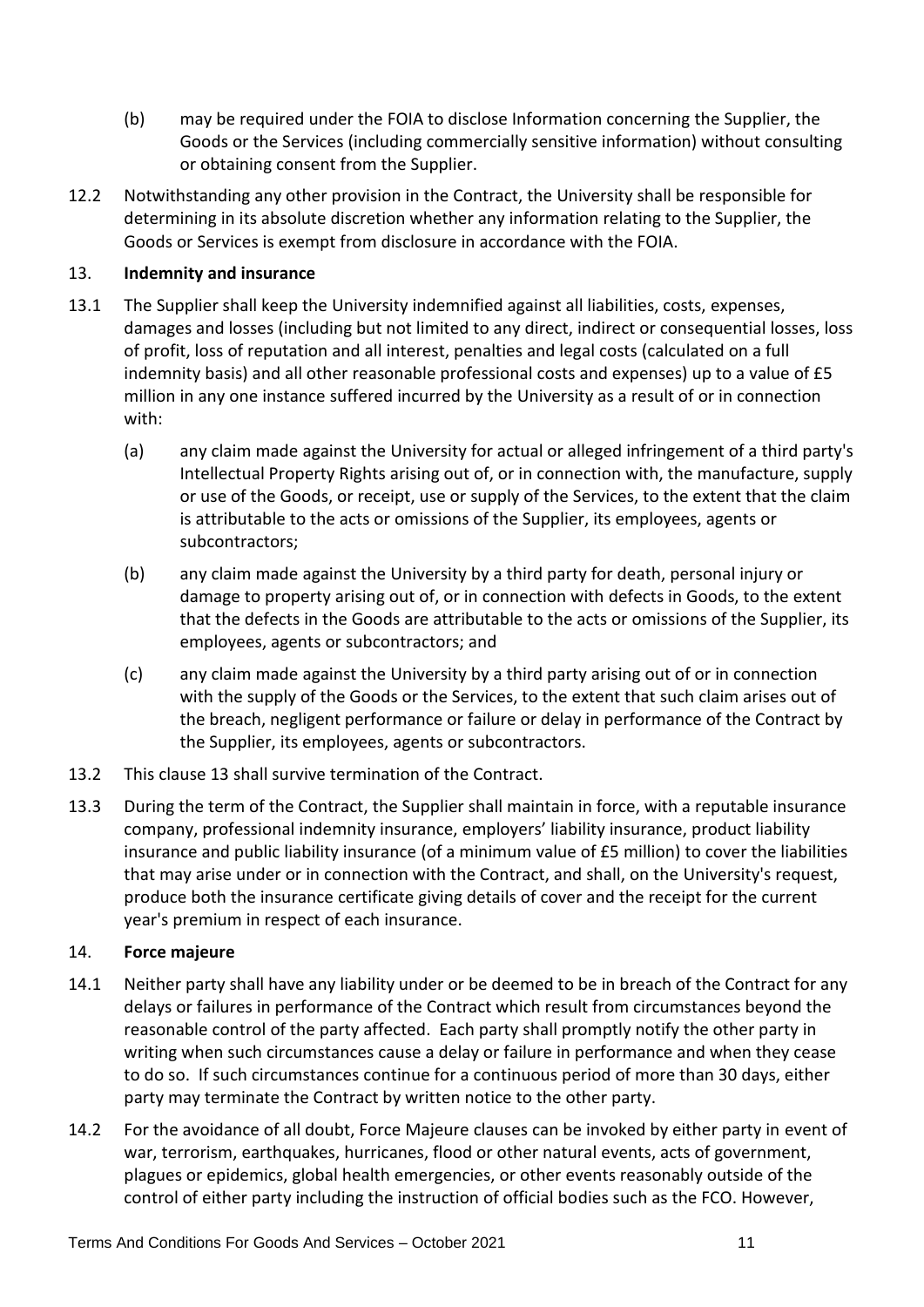(b) may be required under the FOIA to disclose Information concerning the Supplier, the Goods or the Services (including commercially sensitive information) without consulting or obtaining consent from the Supplier.

12.2 Notwithstanding any other provision in the Contract, the University shall be responsible for determining in its absolute discretion whether any information relating to the Supplier, the Goods or Services is exempt from disclosure in accordance with the FOIA.

13. **Indemnity and insurance**

13.1 The Supplier shall keep the University indemnified against all liabilities, costs, expenses, damages and losses (including but not limited to any direct, indirect or consequential losses, loss of profit, loss of reputation and all interest, penalties and legal costs (calculated on a full indemnity basis) and all other reasonable professional costs and expenses) up to a value of £5 million in any one instance suffered incurred by the University as a result of or in connection with:

(a) any claim made against the University for actual or alleged infringement of a third party's Intellectual Property Rights arising out of, or in connection with, the manufacture, supply or use of the Goods, or receipt, use or supply of the Services, to the extent that the claim is attributable to the acts or omissions of the Supplier, its employees, agents or subcontractors;

(b) any claim made against the University by a third party for death, personal injury or damage to property arising out of, or in connection with defects in Goods, to the extent that the defects in the Goods are attributable to the acts or omissions of the Supplier, its employees, agents or subcontractors; and

(c) any claim made against the University by a third party arising out of or in connection with the supply of the Goods or the Services, to the extent that such claim arises out of the breach, negligent performance or failure or delay in performance of the Contract by the Supplier, its employees, agents or subcontractors.

13.2 This clause 13 shall survive termination of the Contract.

13.3 During the term of the Contract, the Supplier shall maintain in force, with a reputable insurance company, professional indemnity insurance, employers' liability insurance, product liability insurance and public liability insurance (of a minimum value of £5 million) to cover the liabilities that may arise under or in connection with the Contract, and shall, on the University's request, produce both the insurance certificate giving details of cover and the receipt for the current year's premium in respect of each insurance.

14. **Force majeure**

14.1 Neither party shall have any liability under or be deemed to be in breach of the Contract for any delays or failures in performance of the Contract which result from circumstances beyond the reasonable control of the party affected. Each party shall promptly notify the other party in writing when such circumstances cause a delay or failure in performance and when they cease to do so. If such circumstances continue for a continuous period of more than 30 days, either party may terminate the Contract by written notice to the other party.

14.2 For the avoidance of all doubt, Force Majeure clauses can be invoked by either party in event of war, terrorism, earthquakes, hurricanes, flood or other natural events, acts of government, plagues or epidemics, global health emergencies, or other events reasonably outside of the control of either party including the instruction of official bodies such as the FCO. However,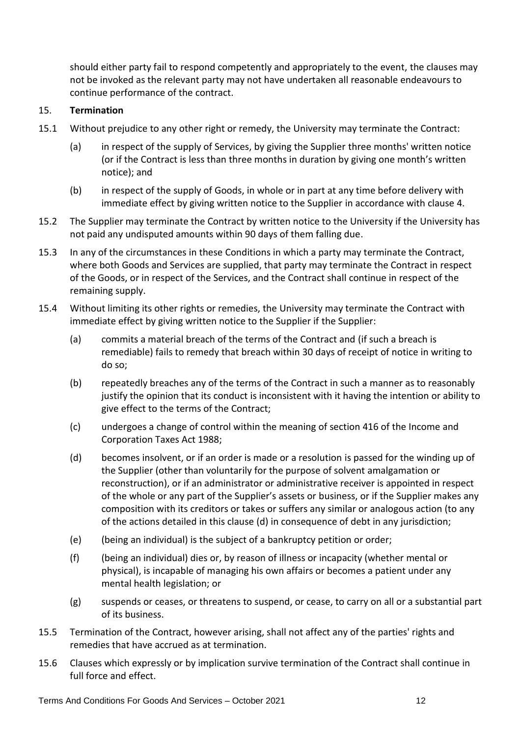should either party fail to respond competently and appropriately to the event, the clauses may not be invoked as the relevant party may not have undertaken all reasonable endeavours to continue performance of the contract.

15. **Termination**

15.1 Without prejudice to any other right or remedy, the University may terminate the Contract:

(a) in respect of the supply of Services, by giving the Supplier three months' written notice (or if the Contract is less than three months in duration by giving one month's written notice); and

(b) in respect of the supply of Goods, in whole or in part at any time before delivery with immediate effect by giving written notice to the Supplier in accordance with clause 4.

15.2 The Supplier may terminate the Contract by written notice to the University if the University has not paid any undisputed amounts within 90 days of them falling due.

15.3 In any of the circumstances in these Conditions in which a party may terminate the Contract, where both Goods and Services are supplied, that party may terminate the Contract in respect of the Goods, or in respect of the Services, and the Contract shall continue in respect of the remaining supply.

15.4 Without limiting its other rights or remedies, the University may terminate the Contract with immediate effect by giving written notice to the Supplier if the Supplier:

(a) commits a material breach of the terms of the Contract and (if such a breach is remediable) fails to remedy that breach within 30 days of receipt of notice in writing to do so;

(b) repeatedly breaches any of the terms of the Contract in such a manner as to reasonably justify the opinion that its conduct is inconsistent with it having the intention or ability to give effect to the terms of the Contract;

(c) undergoes a change of control within the meaning of section 416 of the Income and Corporation Taxes Act 1988;

(d) becomes insolvent, or if an order is made or a resolution is passed for the winding up of the Supplier (other than voluntarily for the purpose of solvent amalgamation or reconstruction), or if an administrator or administrative receiver is appointed in respect of the whole or any part of the Supplier's assets or business, or if the Supplier makes any composition with its creditors or takes or suffers any similar or analogous action (to any of the actions detailed in this clause (d) in consequence of debt in any jurisdiction;

(e) (being an individual) is the subject of a bankruptcy petition or order;

(f) (being an individual) dies or, by reason of illness or incapacity (whether mental or physical), is incapable of managing his own affairs or becomes a patient under any mental health legislation; or

(g) suspends or ceases, or threatens to suspend, or cease, to carry on all or a substantial part of its business.

15.5 Termination of the Contract, however arising, shall not affect any of the parties' rights and remedies that have accrued as at termination.

15.6 Clauses which expressly or by implication survive termination of the Contract shall continue in full force and effect.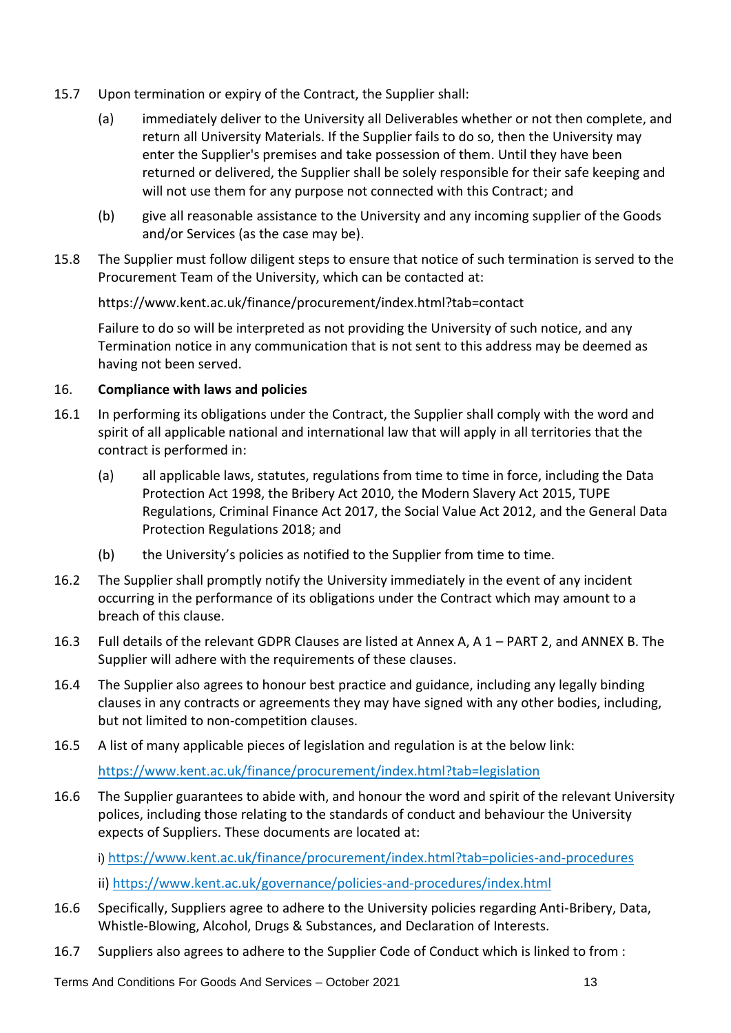15.7 Upon termination or expiry of the Contract, the Supplier shall:

(a) immediately deliver to the University all Deliverables whether or not then complete, and return all University Materials. If the Supplier fails to do so, then the University may enter the Supplier's premises and take possession of them. Until they have been returned or delivered, the Supplier shall be solely responsible for their safe keeping and will not use them for any purpose not connected with this Contract; and

(b) give all reasonable assistance to the University and any incoming supplier of the Goods and/or Services (as the case may be).

15.8 The Supplier must follow diligent steps to ensure that notice of such termination is served to the Procurement Team of the University, which can be contacted at:

https://www.kent.ac.uk/finance/procurement/index.html?tab=contact

Failure to do so will be interpreted as not providing the University of such notice, and any Termination notice in any communication that is not sent to this address may be deemed as having not been served.

16. **Compliance with laws and policies**

16.1 In performing its obligations under the Contract, the Supplier shall comply with the word and spirit of all applicable national and international law that will apply in all territories that the contract is performed in:

(a) all applicable laws, statutes, regulations from time to time in force, including the Data Protection Act 1998, the Bribery Act 2010, the Modern Slavery Act 2015, TUPE Regulations, Criminal Finance Act 2017, the Social Value Act 2012, and the General Data Protection Regulations 2018; and

(b) the University's policies as notified to the Supplier from time to time.

16.2 The Supplier shall promptly notify the University immediately in the event of any incident occurring in the performance of its obligations under the Contract which may amount to a breach of this clause.

16.3 Full details of the relevant GDPR Clauses are listed at Annex A, A 1 – PART 2, and ANNEX B. The Supplier will adhere with the requirements of these clauses.

16.4 The Supplier also agrees to honour best practice and guidance, including any legally binding clauses in any contracts or agreements they may have signed with any other bodies, including, but not limited to non-competition clauses.

16.5 A list of many applicable pieces of legislation and regulation is at the below link:

https://www.kent.ac.uk/finance/procurement/index.html?tab=legislation

16.6 The Supplier guarantees to abide with, and honour the word and spirit of the relevant University polices, including those relating to the standards of conduct and behaviour the University expects of Suppliers. These documents are located at:

i) https://www.kent.ac.uk/finance/procurement/index.html?tab=policies-and-procedures

ii) https://www.kent.ac.uk/governance/policies-and-procedures/index.html

16.6 Specifically, Suppliers agree to adhere to the University policies regarding Anti-Bribery, Data, Whistle-Blowing, Alcohol, Drugs & Substances, and Declaration of Interests.

16.7 Suppliers also agrees to adhere to the Supplier Code of Conduct which is linked to from :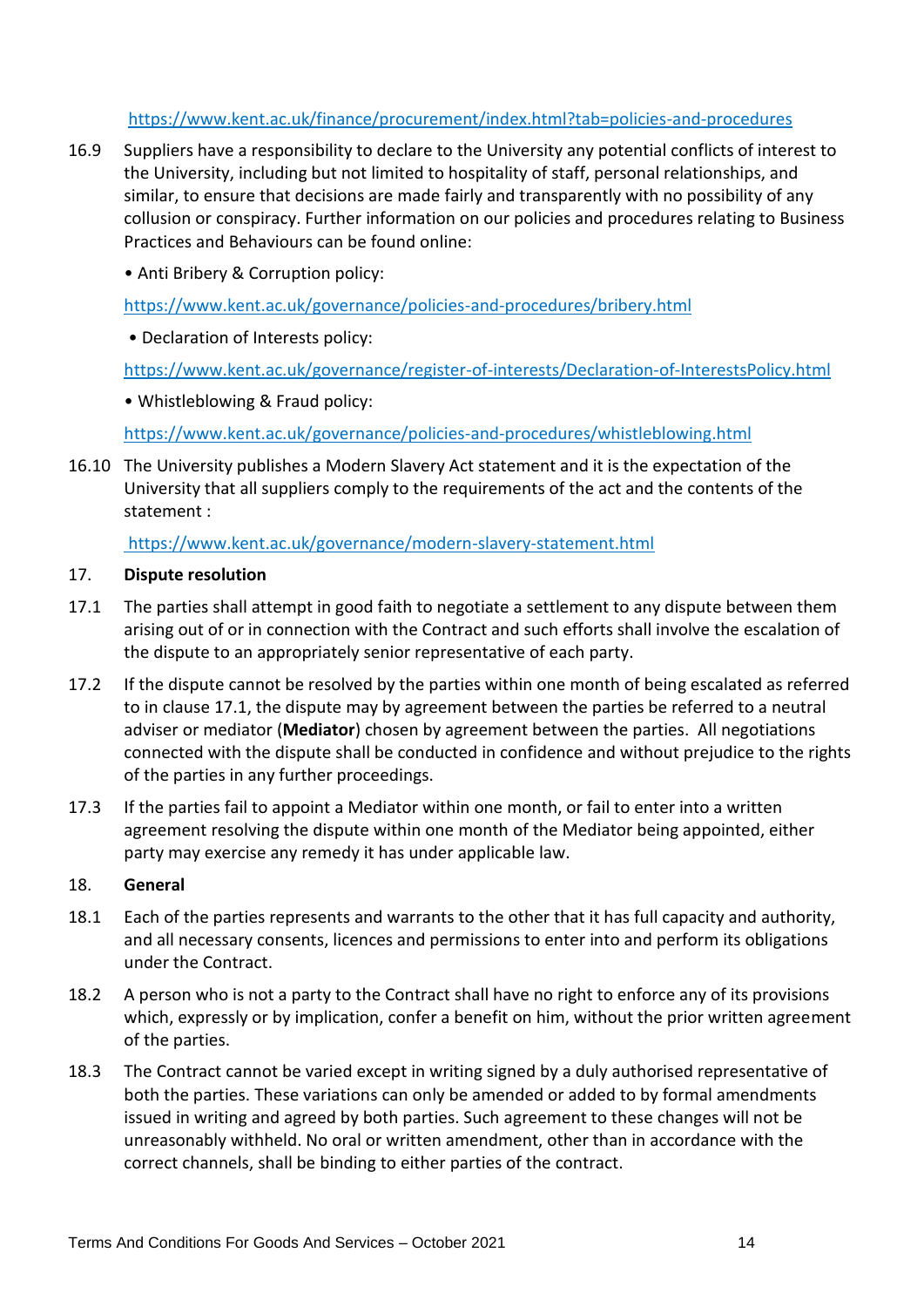https://www.kent.ac.uk/finance/procurement/index.html?tab=policies-and-procedures

16.9 Suppliers have a responsibility to declare to the University any potential conflicts of interest to the University, including but not limited to hospitality of staff, personal relationships, and similar, to ensure that decisions are made fairly and transparently with no possibility of any collusion or conspiracy. Further information on our policies and procedures relating to Business Practices and Behaviours can be found online:

- Anti Bribery & Corruption policy:

  https://www.kent.ac.uk/governance/policies-and-procedures/bribery.html

- Declaration of Interests policy:

  https://www.kent.ac.uk/governance/register-of-interests/Declaration-of-InterestsPolicy.html

- Whistleblowing & Fraud policy:

  https://www.kent.ac.uk/governance/policies-and-procedures/whistleblowing.html

16.10 The University publishes a Modern Slavery Act statement and it is the expectation of the University that all suppliers comply to the requirements of the act and the contents of the statement :

https://www.kent.ac.uk/governance/modern-slavery-statement.html

## 17. Dispute resolution

17.1 The parties shall attempt in good faith to negotiate a settlement to any dispute between them arising out of or in connection with the Contract and such efforts shall involve the escalation of the dispute to an appropriately senior representative of each party.

17.2 If the dispute cannot be resolved by the parties within one month of being escalated as referred to in clause 17.1, the dispute may by agreement between the parties be referred to a neutral adviser or mediator (**Mediator**) chosen by agreement between the parties. All negotiations connected with the dispute shall be conducted in confidence and without prejudice to the rights of the parties in any further proceedings.

17.3 If the parties fail to appoint a Mediator within one month, or fail to enter into a written agreement resolving the dispute within one month of the Mediator being appointed, either party may exercise any remedy it has under applicable law.

## 18. General

18.1 Each of the parties represents and warrants to the other that it has full capacity and authority, and all necessary consents, licences and permissions to enter into and perform its obligations under the Contract.

18.2 A person who is not a party to the Contract shall have no right to enforce any of its provisions which, expressly or by implication, confer a benefit on him, without the prior written agreement of the parties.

18.3 The Contract cannot be varied except in writing signed by a duly authorised representative of both the parties. These variations can only be amended or added to by formal amendments issued in writing and agreed by both parties. Such agreement to these changes will not be unreasonably withheld. No oral or written amendment, other than in accordance with the correct channels, shall be binding to either parties of the contract.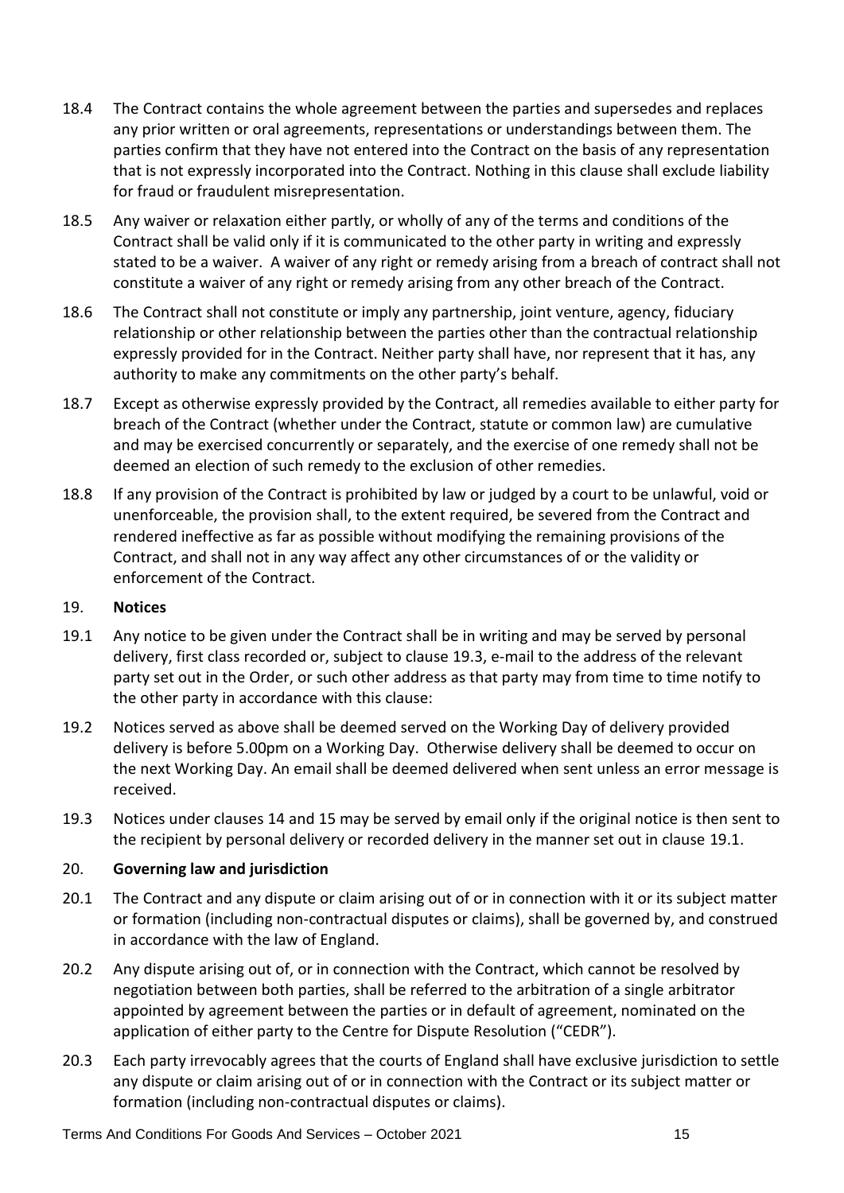18.4 The Contract contains the whole agreement between the parties and supersedes and replaces any prior written or oral agreements, representations or understandings between them. The parties confirm that they have not entered into the Contract on the basis of any representation that is not expressly incorporated into the Contract. Nothing in this clause shall exclude liability for fraud or fraudulent misrepresentation.

18.5 Any waiver or relaxation either partly, or wholly of any of the terms and conditions of the Contract shall be valid only if it is communicated to the other party in writing and expressly stated to be a waiver. A waiver of any right or remedy arising from a breach of contract shall not constitute a waiver of any right or remedy arising from any other breach of the Contract.

18.6 The Contract shall not constitute or imply any partnership, joint venture, agency, fiduciary relationship or other relationship between the parties other than the contractual relationship expressly provided for in the Contract. Neither party shall have, nor represent that it has, any authority to make any commitments on the other party's behalf.

18.7 Except as otherwise expressly provided by the Contract, all remedies available to either party for breach of the Contract (whether under the Contract, statute or common law) are cumulative and may be exercised concurrently or separately, and the exercise of one remedy shall not be deemed an election of such remedy to the exclusion of other remedies.

18.8 If any provision of the Contract is prohibited by law or judged by a court to be unlawful, void or unenforceable, the provision shall, to the extent required, be severed from the Contract and rendered ineffective as far as possible without modifying the remaining provisions of the Contract, and shall not in any way affect any other circumstances of or the validity or enforcement of the Contract.

## 19. **Notices**

19.1 Any notice to be given under the Contract shall be in writing and may be served by personal delivery, first class recorded or, subject to clause 19.3, e-mail to the address of the relevant party set out in the Order, or such other address as that party may from time to time notify to the other party in accordance with this clause:

19.2 Notices served as above shall be deemed served on the Working Day of delivery provided delivery is before 5.00pm on a Working Day. Otherwise delivery shall be deemed to occur on the next Working Day. An email shall be deemed delivered when sent unless an error message is received.

19.3 Notices under clauses 14 and 15 may be served by email only if the original notice is then sent to the recipient by personal delivery or recorded delivery in the manner set out in clause 19.1.

## 20. **Governing law and jurisdiction**

20.1 The Contract and any dispute or claim arising out of or in connection with it or its subject matter or formation (including non-contractual disputes or claims), shall be governed by, and construed in accordance with the law of England.

20.2 Any dispute arising out of, or in connection with the Contract, which cannot be resolved by negotiation between both parties, shall be referred to the arbitration of a single arbitrator appointed by agreement between the parties or in default of agreement, nominated on the application of either party to the Centre for Dispute Resolution ("CEDR").

20.3 Each party irrevocably agrees that the courts of England shall have exclusive jurisdiction to settle any dispute or claim arising out of or in connection with the Contract or its subject matter or formation (including non-contractual disputes or claims).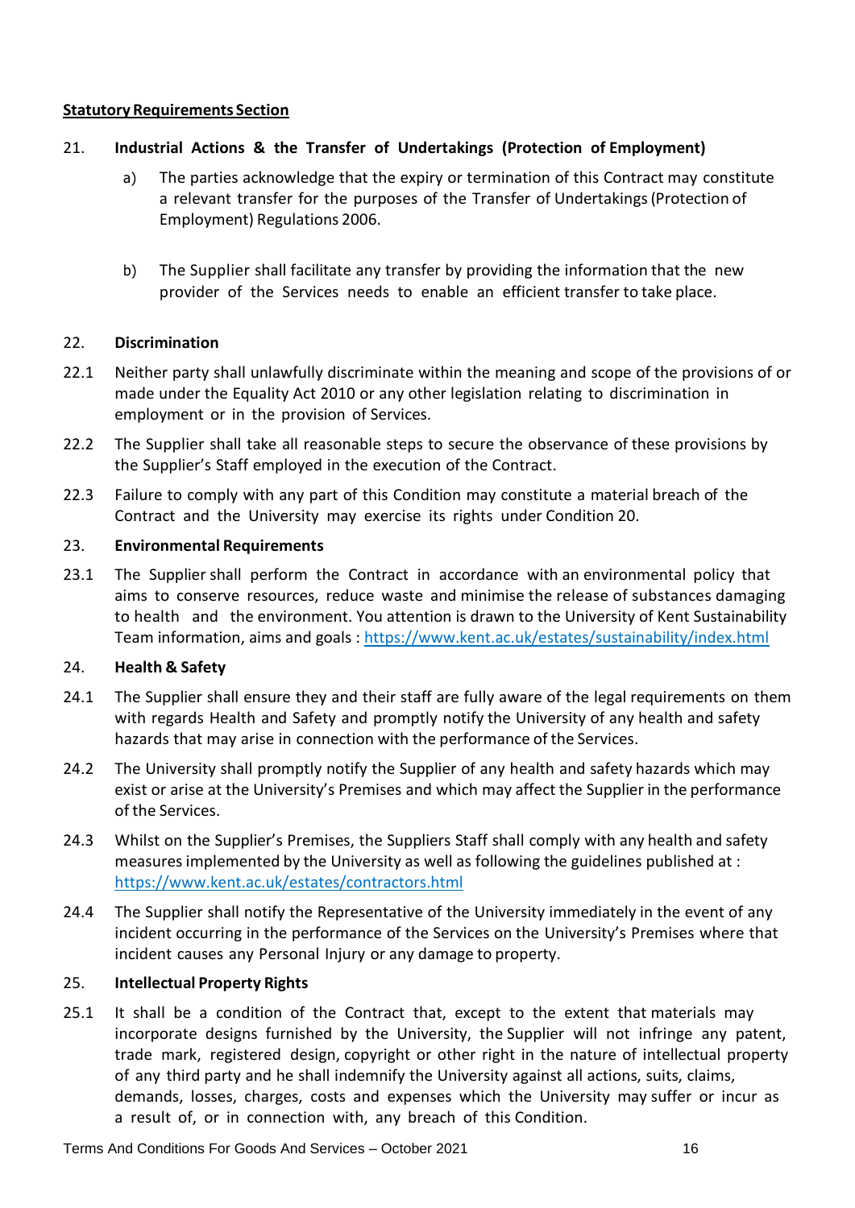**Statutory Requirements Section**

21. **Industrial Actions & the Transfer of Undertakings (Protection of Employment)**

   a) The parties acknowledge that the expiry or termination of this Contract may constitute a relevant transfer for the purposes of the Transfer of Undertakings (Protection of Employment) Regulations 2006.

   b) The Supplier shall facilitate any transfer by providing the information that the new provider of the Services needs to enable an efficient transfer to take place.

22. **Discrimination**

22.1 Neither party shall unlawfully discriminate within the meaning and scope of the provisions of or made under the Equality Act 2010 or any other legislation relating to discrimination in employment or in the provision of Services.

22.2 The Supplier shall take all reasonable steps to secure the observance of these provisions by the Supplier's Staff employed in the execution of the Contract.

22.3 Failure to comply with any part of this Condition may constitute a material breach of the Contract and the University may exercise its rights under Condition 20.

23. **Environmental Requirements**

23.1 The Supplier shall perform the Contract in accordance with an environmental policy that aims to conserve resources, reduce waste and minimise the release of substances damaging to health and the environment. You attention is drawn to the University of Kent Sustainability Team information, aims and goals : https://www.kent.ac.uk/estates/sustainability/index.html

24. **Health & Safety**

24.1 The Supplier shall ensure they and their staff are fully aware of the legal requirements on them with regards Health and Safety and promptly notify the University of any health and safety hazards that may arise in connection with the performance of the Services.

24.2 The University shall promptly notify the Supplier of any health and safety hazards which may exist or arise at the University's Premises and which may affect the Supplier in the performance of the Services.

24.3 Whilst on the Supplier's Premises, the Suppliers Staff shall comply with any health and safety measures implemented by the University as well as following the guidelines published at : https://www.kent.ac.uk/estates/contractors.html

24.4 The Supplier shall notify the Representative of the University immediately in the event of any incident occurring in the performance of the Services on the University's Premises where that incident causes any Personal Injury or any damage to property.

25. **Intellectual Property Rights**

25.1 It shall be a condition of the Contract that, except to the extent that materials may incorporate designs furnished by the University, the Supplier will not infringe any patent, trade mark, registered design, copyright or other right in the nature of intellectual property of any third party and he shall indemnify the University against all actions, suits, claims, demands, losses, charges, costs and expenses which the University may suffer or incur as a result of, or in connection with, any breach of this Condition.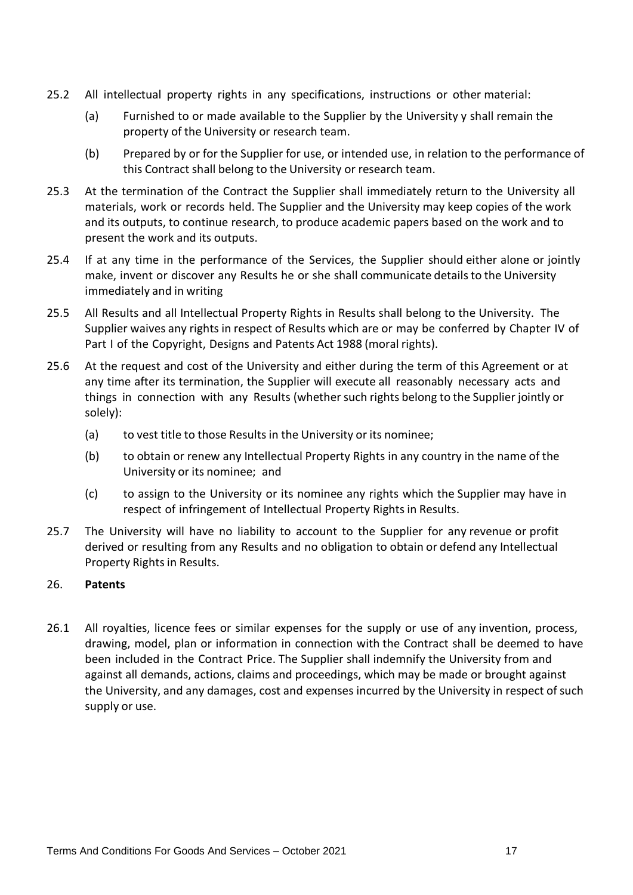25.2 All intellectual property rights in any specifications, instructions or other material:

(a) Furnished to or made available to the Supplier by the University y shall remain the property of the University or research team.

(b) Prepared by or for the Supplier for use, or intended use, in relation to the performance of this Contract shall belong to the University or research team.

25.3 At the termination of the Contract the Supplier shall immediately return to the University all materials, work or records held. The Supplier and the University may keep copies of the work and its outputs, to continue research, to produce academic papers based on the work and to present the work and its outputs.

25.4 If at any time in the performance of the Services, the Supplier should either alone or jointly make, invent or discover any Results he or she shall communicate details to the University immediately and in writing

25.5 All Results and all Intellectual Property Rights in Results shall belong to the University. The Supplier waives any rights in respect of Results which are or may be conferred by Chapter IV of Part I of the Copyright, Designs and Patents Act 1988 (moral rights).

25.6 At the request and cost of the University and either during the term of this Agreement or at any time after its termination, the Supplier will execute all reasonably necessary acts and things in connection with any Results (whether such rights belong to the Supplier jointly or solely):

(a) to vest title to those Results in the University or its nominee;

(b) to obtain or renew any Intellectual Property Rights in any country in the name of the University or its nominee; and

(c) to assign to the University or its nominee any rights which the Supplier may have in respect of infringement of Intellectual Property Rights in Results.

25.7 The University will have no liability to account to the Supplier for any revenue or profit derived or resulting from any Results and no obligation to obtain or defend any Intellectual Property Rights in Results.

26. **Patents**

26.1 All royalties, licence fees or similar expenses for the supply or use of any invention, process, drawing, model, plan or information in connection with the Contract shall be deemed to have been included in the Contract Price. The Supplier shall indemnify the University from and against all demands, actions, claims and proceedings, which may be made or brought against the University, and any damages, cost and expenses incurred by the University in respect of such supply or use.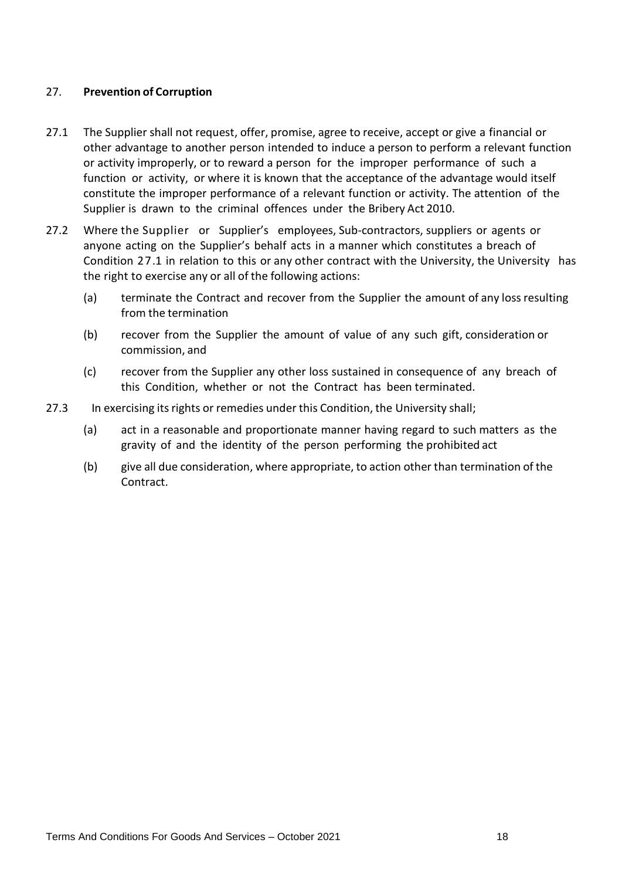## 27. **Prevention of Corruption**

27.1 The Supplier shall not request, offer, promise, agree to receive, accept or give a financial or other advantage to another person intended to induce a person to perform a relevant function or activity improperly, or to reward a person for the improper performance of such a function or activity, or where it is known that the acceptance of the advantage would itself constitute the improper performance of a relevant function or activity. The attention of the Supplier is drawn to the criminal offences under the Bribery Act 2010.

27.2 Where the Supplier or Supplier's employees, Sub-contractors, suppliers or agents or anyone acting on the Supplier's behalf acts in a manner which constitutes a breach of Condition 27.1 in relation to this or any other contract with the University, the University has the right to exercise any or all of the following actions:

(a) terminate the Contract and recover from the Supplier the amount of any loss resulting from the termination

(b) recover from the Supplier the amount of value of any such gift, consideration or commission, and

(c) recover from the Supplier any other loss sustained in consequence of any breach of this Condition, whether or not the Contract has been terminated.

27.3 In exercising its rights or remedies under this Condition, the University shall;

(a) act in a reasonable and proportionate manner having regard to such matters as the gravity of and the identity of the person performing the prohibited act

(b) give all due consideration, where appropriate, to action other than termination of the Contract.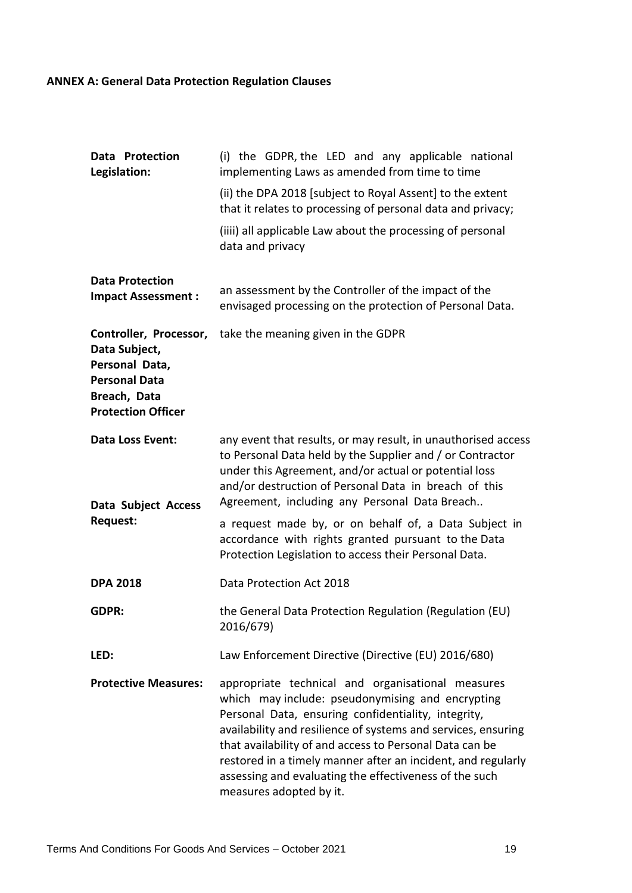**ANNEX A: General Data Protection Regulation Clauses**

| | |
|---|---|
| **Data Protection Legislation:** | (i) the GDPR, the LED and any applicable national implementing Laws as amended from time to time<br>(ii) the DPA 2018 [subject to Royal Assent] to the extent that it relates to processing of personal data and privacy;<br>(iiii) all applicable Law about the processing of personal data and privacy |
| **Data Protection Impact Assessment :** | an assessment by the Controller of the impact of the envisaged processing on the protection of Personal Data. |
| **Controller, Processor, Data Subject, Personal Data, Personal Data Breach, Data Protection Officer** | take the meaning given in the GDPR |
| **Data Loss Event:** | any event that results, or may result, in unauthorised access to Personal Data held by the Supplier and / or Contractor under this Agreement, and/or actual or potential loss and/or destruction of Personal Data in breach of this Agreement, including any Personal Data Breach.. |
| **Data Subject Access Request:** | a request made by, or on behalf of, a Data Subject in accordance with rights granted pursuant to the Data Protection Legislation to access their Personal Data. |
| **DPA 2018** | Data Protection Act 2018 |
| **GDPR:** | the General Data Protection Regulation (Regulation (EU) 2016/679) |
| **LED:** | Law Enforcement Directive (Directive (EU) 2016/680) |
| **Protective Measures:** | appropriate technical and organisational measures which may include: pseudonymising and encrypting Personal Data, ensuring confidentiality, integrity, availability and resilience of systems and services, ensuring that availability of and access to Personal Data can be restored in a timely manner after an incident, and regularly assessing and evaluating the effectiveness of the such measures adopted by it. |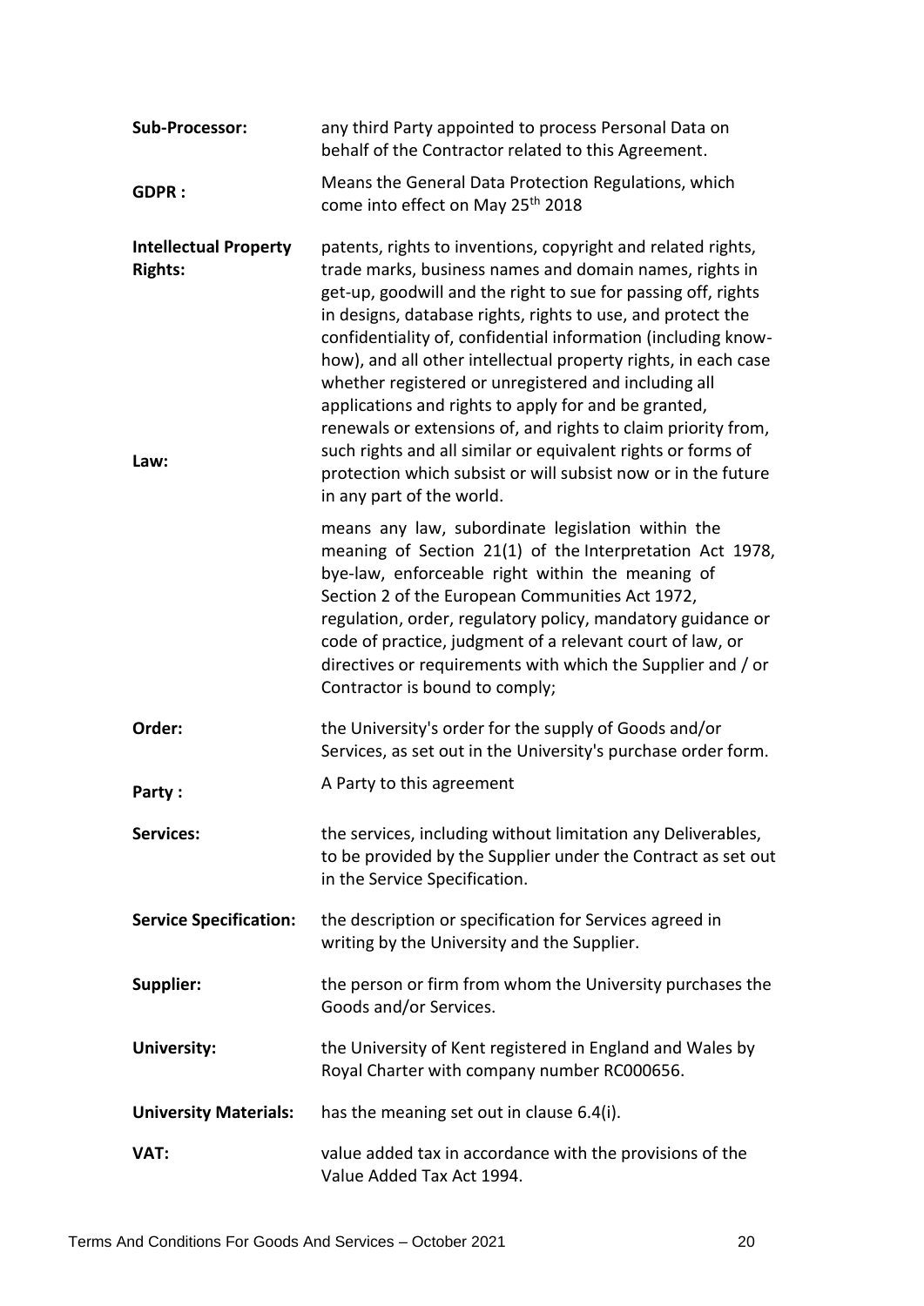| | |
|---|---|
| **Sub-Processor:** | any third Party appointed to process Personal Data on behalf of the Contractor related to this Agreement. |
| **GDPR :** | Means the General Data Protection Regulations, which come into effect on May 25th 2018 |
| **Intellectual Property Rights:** | patents, rights to inventions, copyright and related rights, trade marks, business names and domain names, rights in get-up, goodwill and the right to sue for passing off, rights in designs, database rights, rights to use, and protect the confidentiality of, confidential information (including know-how), and all other intellectual property rights, in each case whether registered or unregistered and including all applications and rights to apply for and be granted, renewals or extensions of, and rights to claim priority from, such rights and all similar or equivalent rights or forms of protection which subsist or will subsist now or in the future in any part of the world. |
| **Law:** | means any law, subordinate legislation within the meaning of Section 21(1) of the Interpretation Act 1978, bye-law, enforceable right within the meaning of Section 2 of the European Communities Act 1972, regulation, order, regulatory policy, mandatory guidance or code of practice, judgment of a relevant court of law, or directives or requirements with which the Supplier and / or Contractor is bound to comply; |
| **Order:** | the University's order for the supply of Goods and/or Services, as set out in the University's purchase order form. |
| **Party :** | A Party to this agreement |
| **Services:** | the services, including without limitation any Deliverables, to be provided by the Supplier under the Contract as set out in the Service Specification. |
| **Service Specification:** | the description or specification for Services agreed in writing by the University and the Supplier. |
| **Supplier:** | the person or firm from whom the University purchases the Goods and/or Services. |
| **University:** | the University of Kent registered in England and Wales by Royal Charter with company number RC000656. |
| **University Materials:** | has the meaning set out in clause 6.4(i). |
| **VAT:** | value added tax in accordance with the provisions of the Value Added Tax Act 1994. |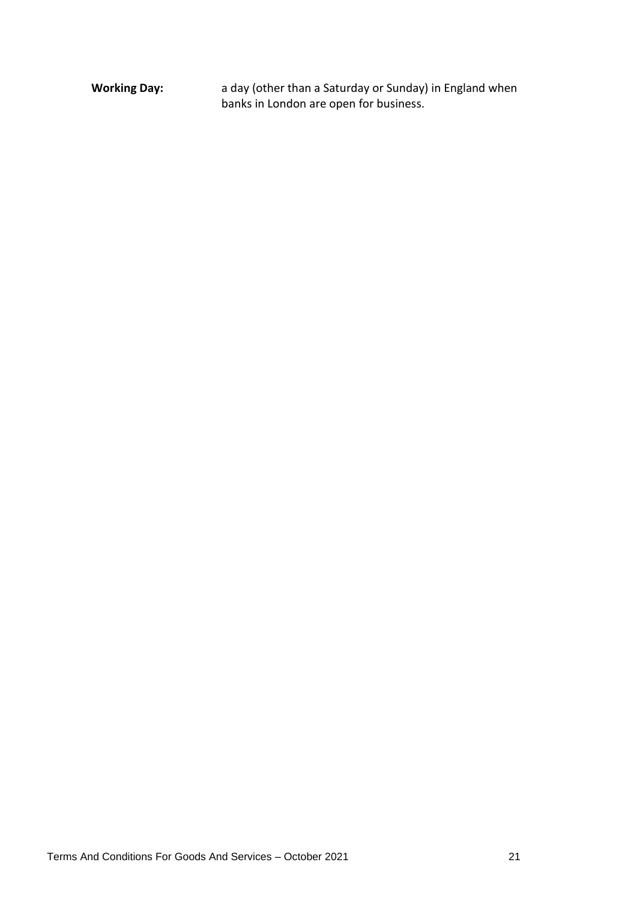**Working Day:** a day (other than a Saturday or Sunday) in England when banks in London are open for business.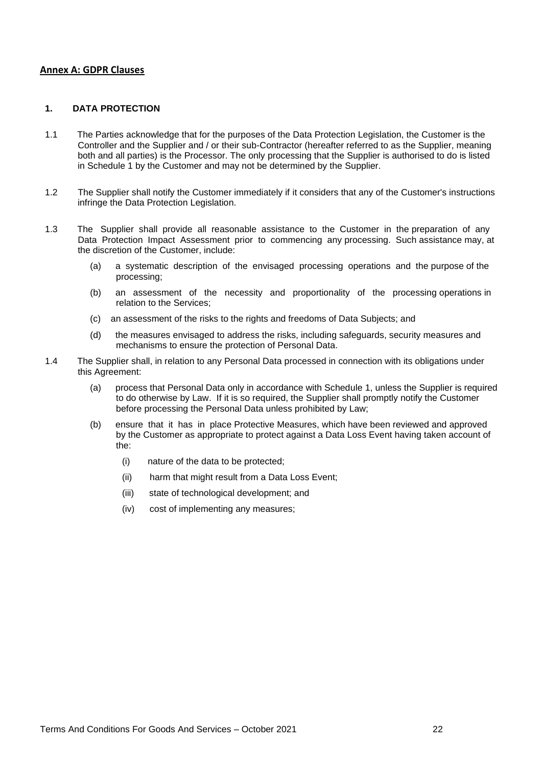## Annex A: GDPR Clauses

### 1. DATA PROTECTION

1.1 The Parties acknowledge that for the purposes of the Data Protection Legislation, the Customer is the Controller and the Supplier and / or their sub-Contractor (hereafter referred to as the Supplier, meaning both and all parties) is the Processor. The only processing that the Supplier is authorised to do is listed in Schedule 1 by the Customer and may not be determined by the Supplier.

1.2 The Supplier shall notify the Customer immediately if it considers that any of the Customer's instructions infringe the Data Protection Legislation.

1.3 The Supplier shall provide all reasonable assistance to the Customer in the preparation of any Data Protection Impact Assessment prior to commencing any processing. Such assistance may, at the discretion of the Customer, include:

- (a) a systematic description of the envisaged processing operations and the purpose of the processing;
- (b) an assessment of the necessity and proportionality of the processing operations in relation to the Services;
- (c) an assessment of the risks to the rights and freedoms of Data Subjects; and
- (d) the measures envisaged to address the risks, including safeguards, security measures and mechanisms to ensure the protection of Personal Data.

1.4 The Supplier shall, in relation to any Personal Data processed in connection with its obligations under this Agreement:

- (a) process that Personal Data only in accordance with Schedule 1, unless the Supplier is required to do otherwise by Law. If it is so required, the Supplier shall promptly notify the Customer before processing the Personal Data unless prohibited by Law;
- (b) ensure that it has in place Protective Measures, which have been reviewed and approved by the Customer as appropriate to protect against a Data Loss Event having taken account of the:
  - (i) nature of the data to be protected;
  - (ii) harm that might result from a Data Loss Event;
  - (iii) state of technological development; and
  - (iv) cost of implementing any measures;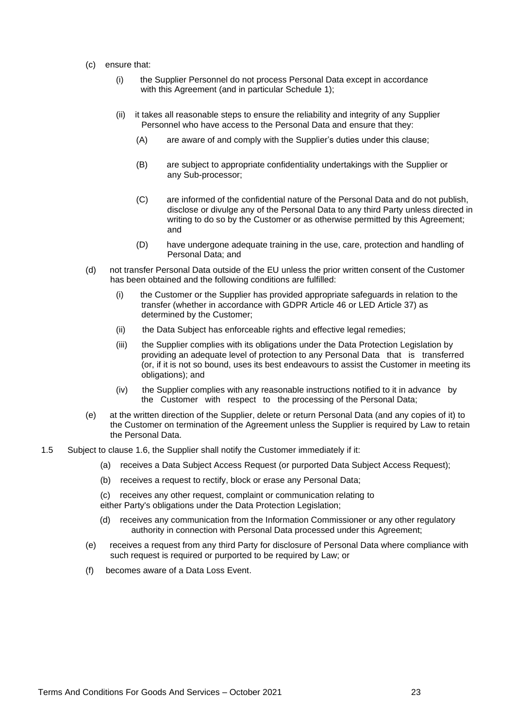(c) ensure that:

   (i) the Supplier Personnel do not process Personal Data except in accordance with this Agreement (and in particular Schedule 1);

   (ii) it takes all reasonable steps to ensure the reliability and integrity of any Supplier Personnel who have access to the Personal Data and ensure that they:

      (A) are aware of and comply with the Supplier's duties under this clause;

      (B) are subject to appropriate confidentiality undertakings with the Supplier or any Sub-processor;

      (C) are informed of the confidential nature of the Personal Data and do not publish, disclose or divulge any of the Personal Data to any third Party unless directed in writing to do so by the Customer or as otherwise permitted by this Agreement; and

      (D) have undergone adequate training in the use, care, protection and handling of Personal Data; and

(d) not transfer Personal Data outside of the EU unless the prior written consent of the Customer has been obtained and the following conditions are fulfilled:

   (i) the Customer or the Supplier has provided appropriate safeguards in relation to the transfer (whether in accordance with GDPR Article 46 or LED Article 37) as determined by the Customer;

   (ii) the Data Subject has enforceable rights and effective legal remedies;

   (iii) the Supplier complies with its obligations under the Data Protection Legislation by providing an adequate level of protection to any Personal Data that is transferred (or, if it is not so bound, uses its best endeavours to assist the Customer in meeting its obligations); and

   (iv) the Supplier complies with any reasonable instructions notified to it in advance by the Customer with respect to the processing of the Personal Data;

(e) at the written direction of the Supplier, delete or return Personal Data (and any copies of it) to the Customer on termination of the Agreement unless the Supplier is required by Law to retain the Personal Data.

1.5 Subject to clause 1.6, the Supplier shall notify the Customer immediately if it:

   (a) receives a Data Subject Access Request (or purported Data Subject Access Request);

   (b) receives a request to rectify, block or erase any Personal Data;

   (c) receives any other request, complaint or communication relating to either Party's obligations under the Data Protection Legislation;

   (d) receives any communication from the Information Commissioner or any other regulatory authority in connection with Personal Data processed under this Agreement;

   (e) receives a request from any third Party for disclosure of Personal Data where compliance with such request is required or purported to be required by Law; or

   (f) becomes aware of a Data Loss Event.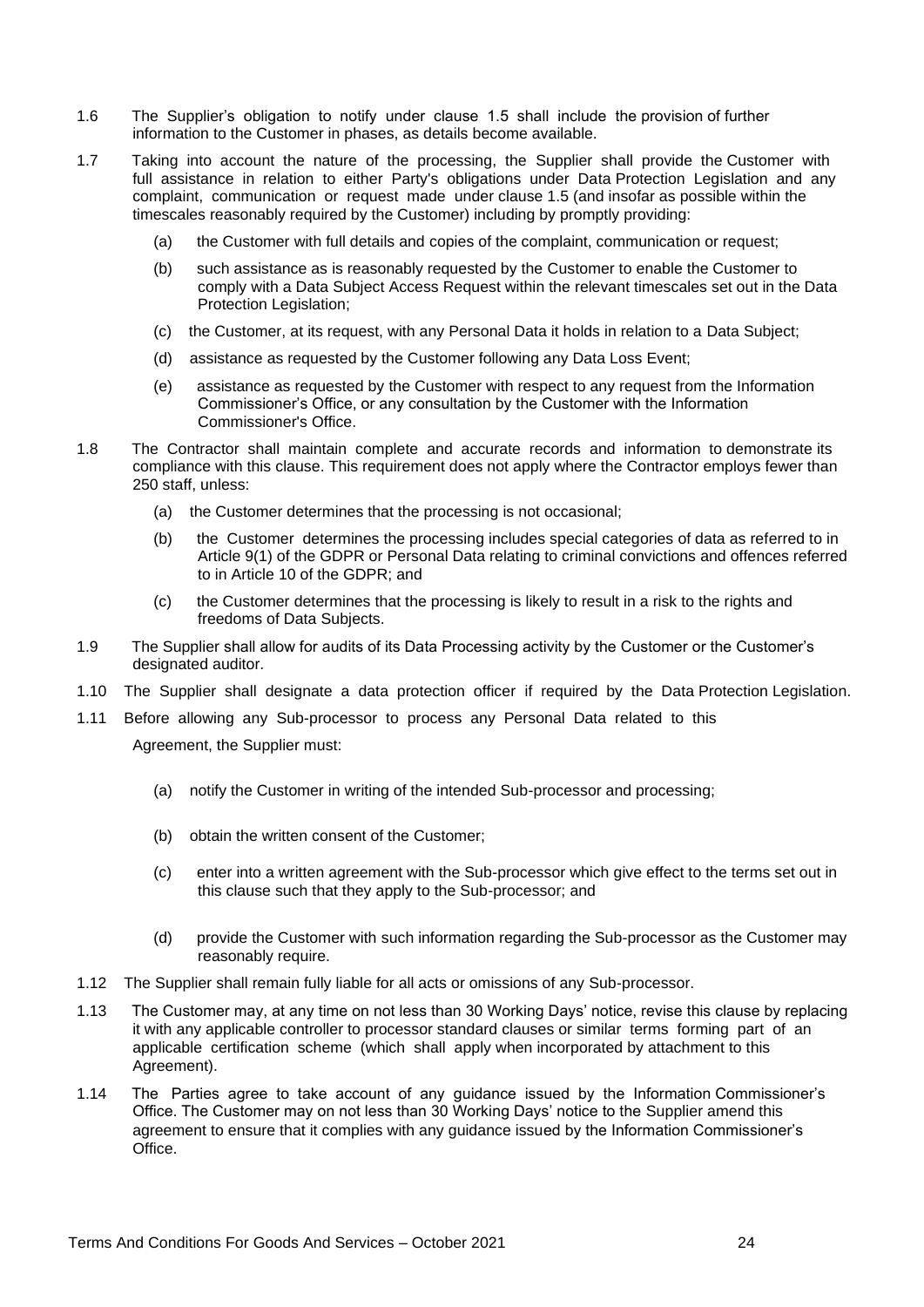1.6 The Supplier's obligation to notify under clause 1.5 shall include the provision of further information to the Customer in phases, as details become available.

1.7 Taking into account the nature of the processing, the Supplier shall provide the Customer with full assistance in relation to either Party's obligations under Data Protection Legislation and any complaint, communication or request made under clause 1.5 (and insofar as possible within the timescales reasonably required by the Customer) including by promptly providing:

   (a) the Customer with full details and copies of the complaint, communication or request;

   (b) such assistance as is reasonably requested by the Customer to enable the Customer to comply with a Data Subject Access Request within the relevant timescales set out in the Data Protection Legislation;

   (c) the Customer, at its request, with any Personal Data it holds in relation to a Data Subject;

   (d) assistance as requested by the Customer following any Data Loss Event;

   (e) assistance as requested by the Customer with respect to any request from the Information Commissioner's Office, or any consultation by the Customer with the Information Commissioner's Office.

1.8 The Contractor shall maintain complete and accurate records and information to demonstrate its compliance with this clause. This requirement does not apply where the Contractor employs fewer than 250 staff, unless:

   (a) the Customer determines that the processing is not occasional;

   (b) the Customer determines the processing includes special categories of data as referred to in Article 9(1) of the GDPR or Personal Data relating to criminal convictions and offences referred to in Article 10 of the GDPR; and

   (c) the Customer determines that the processing is likely to result in a risk to the rights and freedoms of Data Subjects.

1.9 The Supplier shall allow for audits of its Data Processing activity by the Customer or the Customer's designated auditor.

1.10 The Supplier shall designate a data protection officer if required by the Data Protection Legislation.

1.11 Before allowing any Sub-processor to process any Personal Data related to this Agreement, the Supplier must:

   (a) notify the Customer in writing of the intended Sub-processor and processing;

   (b) obtain the written consent of the Customer;

   (c) enter into a written agreement with the Sub-processor which give effect to the terms set out in this clause such that they apply to the Sub-processor; and

   (d) provide the Customer with such information regarding the Sub-processor as the Customer may reasonably require.

1.12 The Supplier shall remain fully liable for all acts or omissions of any Sub-processor.

1.13 The Customer may, at any time on not less than 30 Working Days' notice, revise this clause by replacing it with any applicable controller to processor standard clauses or similar terms forming part of an applicable certification scheme (which shall apply when incorporated by attachment to this Agreement).

1.14 The Parties agree to take account of any guidance issued by the Information Commissioner's Office. The Customer may on not less than 30 Working Days' notice to the Supplier amend this agreement to ensure that it complies with any guidance issued by the Information Commissioner's Office.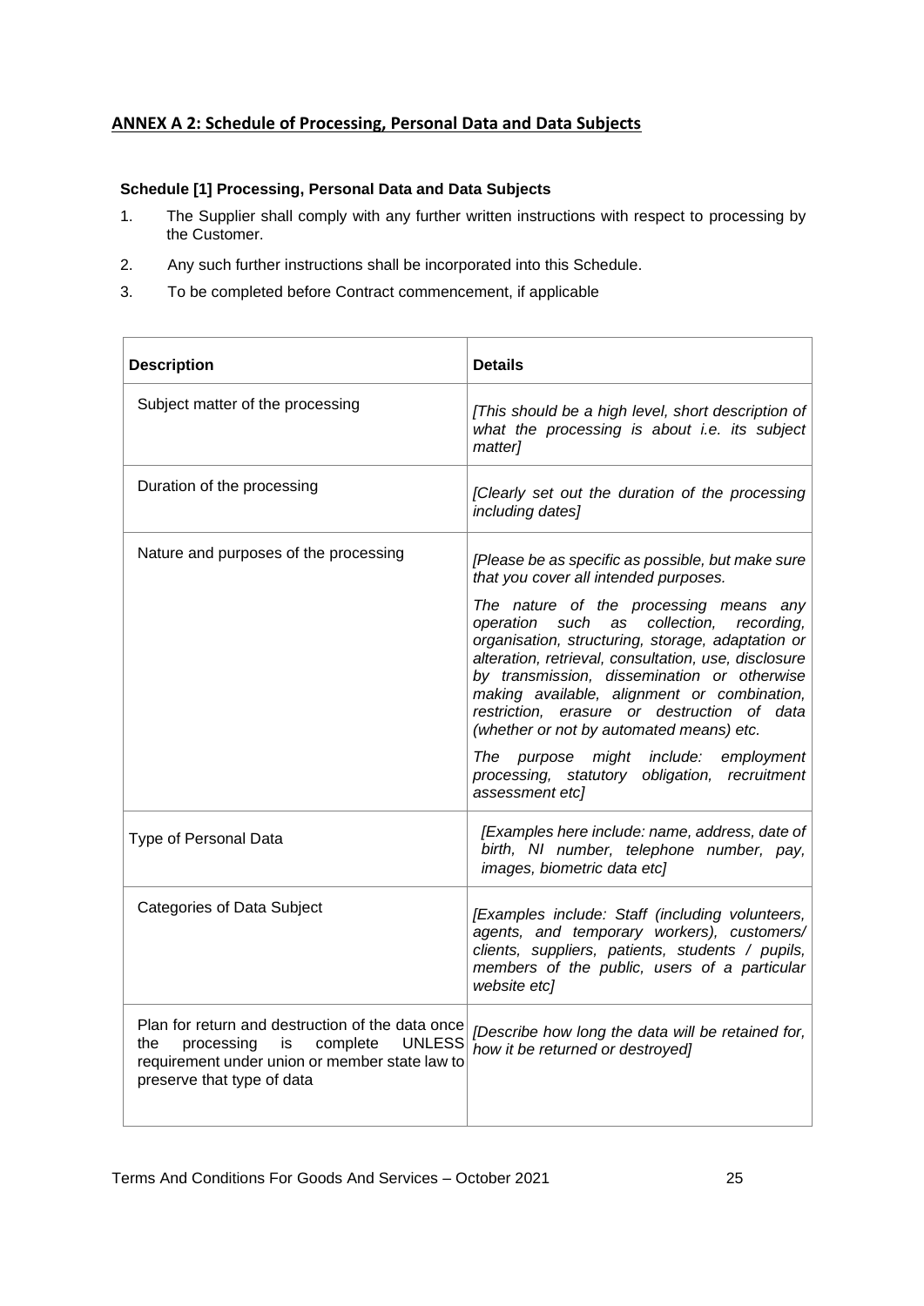## ANNEX A 2: Schedule of Processing, Personal Data and Data Subjects

**Schedule [1] Processing, Personal Data and Data Subjects**

1. The Supplier shall comply with any further written instructions with respect to processing by the Customer.
2. Any such further instructions shall be incorporated into this Schedule.
3. To be completed before Contract commencement, if applicable

| **Description** | **Details** |
|---|---|
| Subject matter of the processing | *[This should be a high level, short description of what the processing is about i.e. its subject matter]* |
| Duration of the processing | *[Clearly set out the duration of the processing including dates]* |
| Nature and purposes of the processing | *[Please be as specific as possible, but make sure that you cover all intended purposes.*<br><br>*The nature of the processing means any operation such as collection, recording, organisation, structuring, storage, adaptation or alteration, retrieval, consultation, use, disclosure by transmission, dissemination or otherwise making available, alignment or combination, restriction, erasure or destruction of data (whether or not by automated means) etc.*<br><br>*The purpose might include: employment processing, statutory obligation, recruitment assessment etc]* |
| Type of Personal Data | *[Examples here include: name, address, date of birth, NI number, telephone number, pay, images, biometric data etc]* |
| Categories of Data Subject | *[Examples include: Staff (including volunteers, agents, and temporary workers), customers/ clients, suppliers, patients, students / pupils, members of the public, users of a particular website etc]* |
| Plan for return and destruction of the data once the processing is complete UNLESS requirement under union or member state law to preserve that type of data | *[Describe how long the data will be retained for, how it be returned or destroyed]* |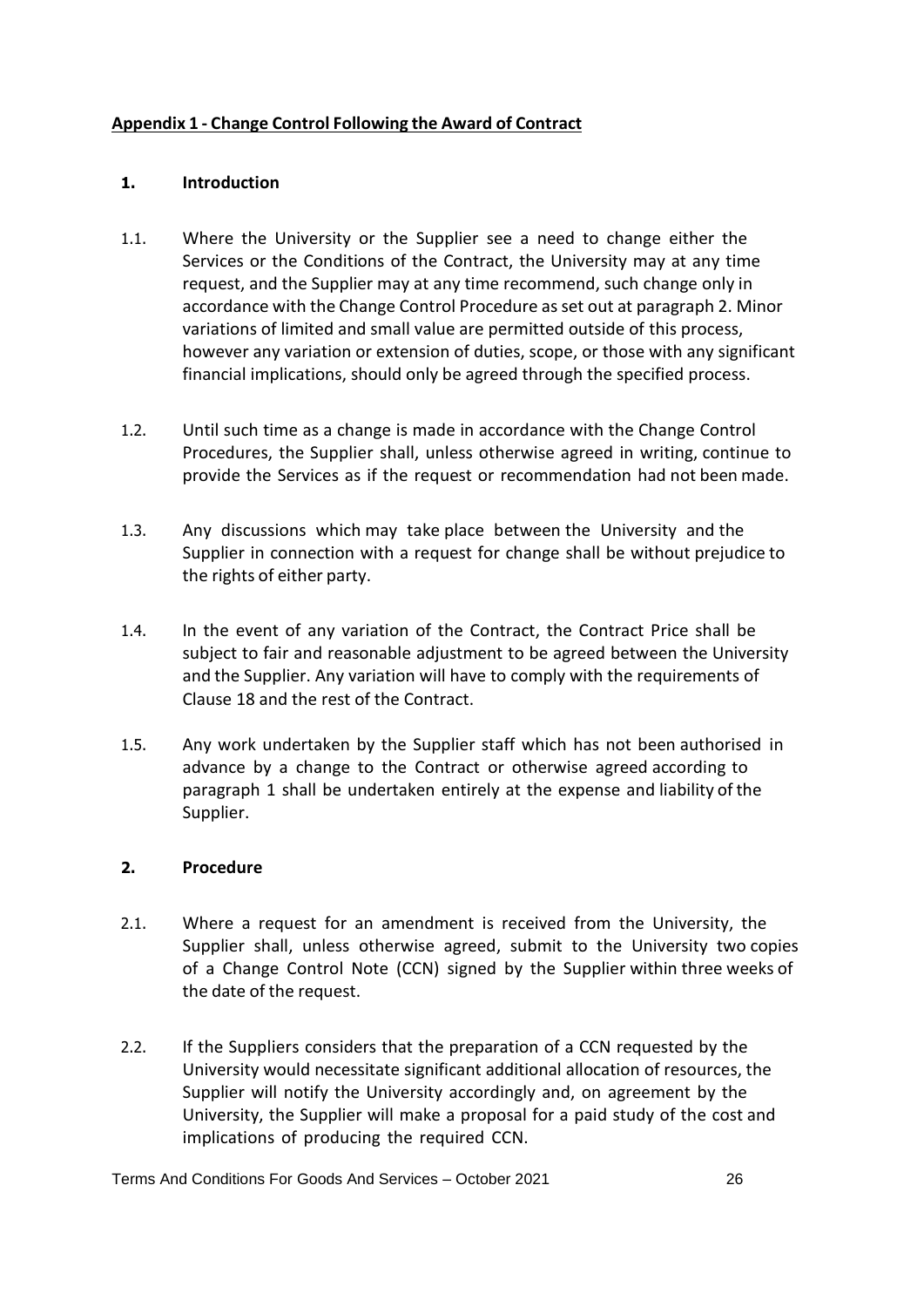## Appendix 1 - Change Control Following the Award of Contract

### 1. Introduction

1.1. Where the University or the Supplier see a need to change either the Services or the Conditions of the Contract, the University may at any time request, and the Supplier may at any time recommend, such change only in accordance with the Change Control Procedure as set out at paragraph 2. Minor variations of limited and small value are permitted outside of this process, however any variation or extension of duties, scope, or those with any significant financial implications, should only be agreed through the specified process.

1.2. Until such time as a change is made in accordance with the Change Control Procedures, the Supplier shall, unless otherwise agreed in writing, continue to provide the Services as if the request or recommendation had not been made.

1.3. Any discussions which may take place between the University and the Supplier in connection with a request for change shall be without prejudice to the rights of either party.

1.4. In the event of any variation of the Contract, the Contract Price shall be subject to fair and reasonable adjustment to be agreed between the University and the Supplier. Any variation will have to comply with the requirements of Clause 18 and the rest of the Contract.

1.5. Any work undertaken by the Supplier staff which has not been authorised in advance by a change to the Contract or otherwise agreed according to paragraph 1 shall be undertaken entirely at the expense and liability of the Supplier.

### 2. Procedure

2.1. Where a request for an amendment is received from the University, the Supplier shall, unless otherwise agreed, submit to the University two copies of a Change Control Note (CCN) signed by the Supplier within three weeks of the date of the request.

2.2. If the Suppliers considers that the preparation of a CCN requested by the University would necessitate significant additional allocation of resources, the Supplier will notify the University accordingly and, on agreement by the University, the Supplier will make a proposal for a paid study of the cost and implications of producing the required CCN.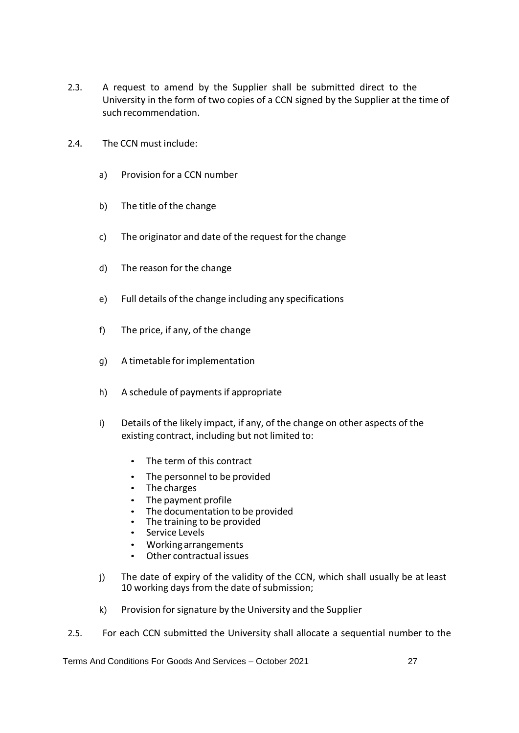2.3. A request to amend by the Supplier shall be submitted direct to the University in the form of two copies of a CCN signed by the Supplier at the time of such recommendation.

2.4. The CCN must include:

a) Provision for a CCN number

b) The title of the change

c) The originator and date of the request for the change

d) The reason for the change

e) Full details of the change including any specifications

f) The price, if any, of the change

g) A timetable for implementation

h) A schedule of payments if appropriate

i) Details of the likely impact, if any, of the change on other aspects of the existing contract, including but not limited to:

- The term of this contract
- The personnel to be provided
- The charges
- The payment profile
- The documentation to be provided
- The training to be provided
- Service Levels
- Working arrangements
- Other contractual issues

j) The date of expiry of the validity of the CCN, which shall usually be at least 10 working days from the date of submission;

k) Provision for signature by the University and the Supplier

2.5. For each CCN submitted the University shall allocate a sequential number to the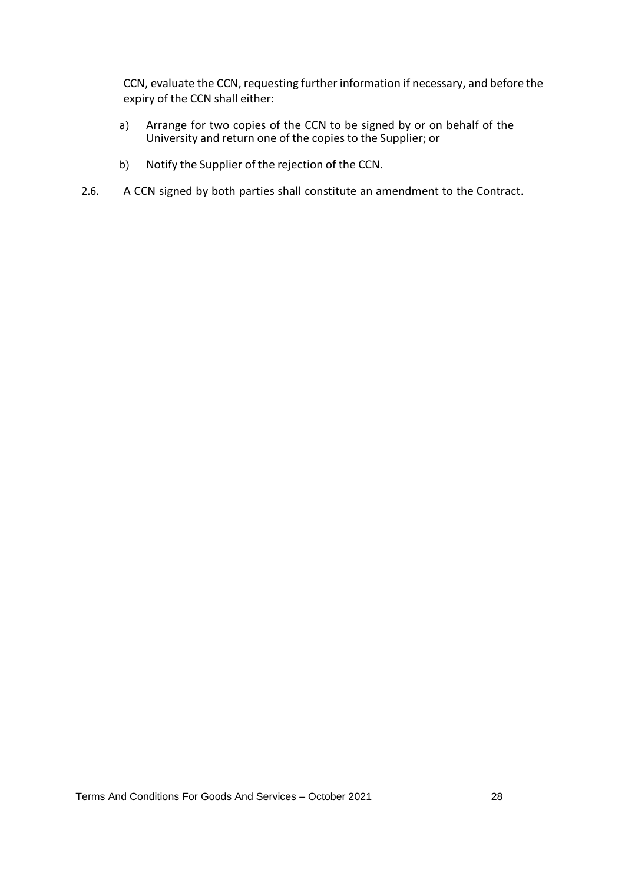CCN, evaluate the CCN, requesting further information if necessary, and before the expiry of the CCN shall either:

a) Arrange for two copies of the CCN to be signed by or on behalf of the University and return one of the copies to the Supplier; or

b) Notify the Supplier of the rejection of the CCN.

2.6. A CCN signed by both parties shall constitute an amendment to the Contract.